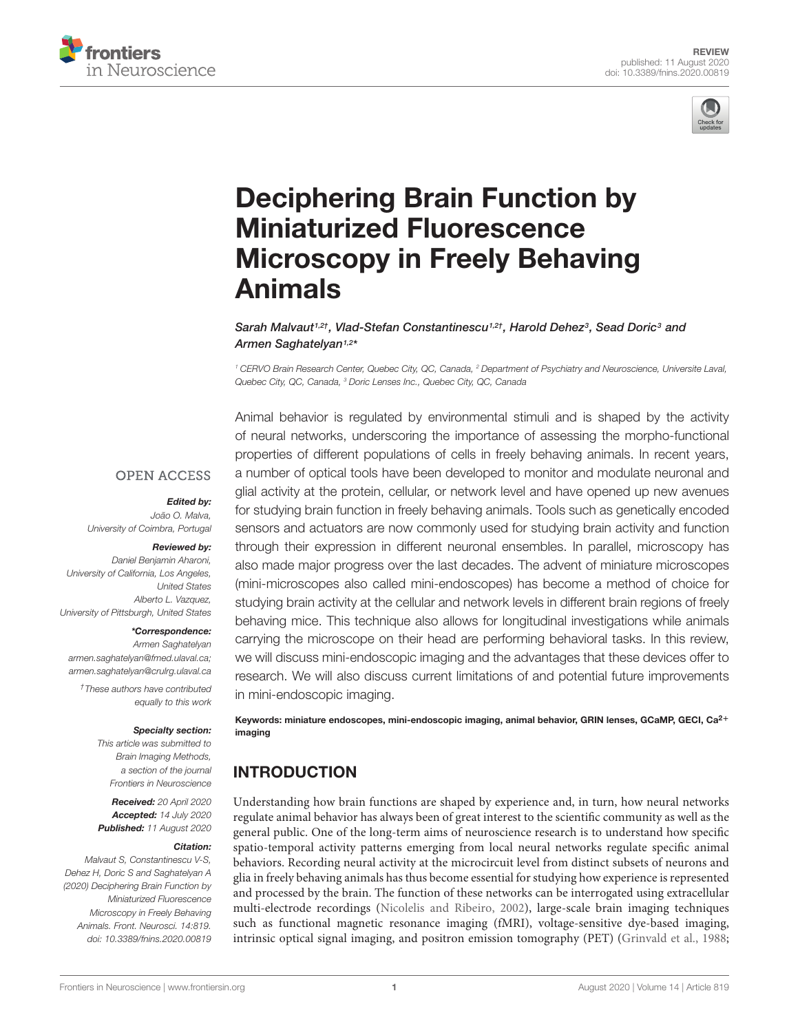REVIEW
published: 11 August 2020
doi: 10.3389/fnins.2020.00819

# Deciphering Brain Function by Miniaturized Fluorescence Microscopy in Freely Behaving Animals

*Sarah Malvaut[1,2†], Vlad-Stefan Constantinescu[1,2†], Harold Dehez[3], Sead Doric[3] and Armen Saghatelyan[1,2*]*

[1] CERVO Brain Research Center, Quebec City, QC, Canada, [2] Department of Psychiatry and Neuroscience, Universite Laval, Quebec City, QC, Canada, [3] Doric Lenses Inc., Quebec City, QC, Canada

OPEN ACCESS

***Edited by:***
João O. Malva,
University of Coimbra, Portugal

***Reviewed by:***
Daniel Benjamin Aharoni,
University of California, Los Angeles,
United States
Alberto L. Vazquez,
University of Pittsburgh, United States

***\*Correspondence:***
Armen Saghatelyan
armen.saghatelyan@fmed.ulaval.ca;
armen.saghatelyan@crulrg.ulaval.ca

†These authors have contributed equally to this work

***Specialty section:***
This article was submitted to Brain Imaging Methods, a section of the journal Frontiers in Neuroscience

***Received:*** 20 April 2020
***Accepted:*** 14 July 2020
***Published:*** 11 August 2020

***Citation:***
Malvaut S, Constantinescu V-S, Dehez H, Doric S and Saghatelyan A (2020) Deciphering Brain Function by Miniaturized Fluorescence Microscopy in Freely Behaving Animals. Front. Neurosci. 14:819. doi: 10.3389/fnins.2020.00819

Animal behavior is regulated by environmental stimuli and is shaped by the activity of neural networks, underscoring the importance of assessing the morpho-functional properties of different populations of cells in freely behaving animals. In recent years, a number of optical tools have been developed to monitor and modulate neuronal and glial activity at the protein, cellular, or network level and have opened up new avenues for studying brain function in freely behaving animals. Tools such as genetically encoded sensors and actuators are now commonly used for studying brain activity and function through their expression in different neuronal ensembles. In parallel, microscopy has also made major progress over the last decades. The advent of miniature microscopes (mini-microscopes also called mini-endoscopes) has become a method of choice for studying brain activity at the cellular and network levels in different brain regions of freely behaving mice. This technique also allows for longitudinal investigations while animals carrying the microscope on their head are performing behavioral tasks. In this review, we will discuss mini-endoscopic imaging and the advantages that these devices offer to research. We will also discuss current limitations of and potential future improvements in mini-endoscopic imaging.

**Keywords: miniature endoscopes, mini-endoscopic imaging, animal behavior, GRIN lenses, GCaMP, GECI, $Ca^{2+}$ imaging**

## INTRODUCTION

Understanding how brain functions are shaped by experience and, in turn, how neural networks regulate animal behavior has always been of great interest to the scientific community as well as the general public. One of the long-term aims of neuroscience research is to understand how specific spatio-temporal activity patterns emerging from local neural networks regulate specific animal behaviors. Recording neural activity at the microcircuit level from distinct subsets of neurons and glia in freely behaving animals has thus become essential for studying how experience is represented and processed by the brain. The function of these networks can be interrogated using extracellular multi-electrode recordings (Nicolelis and Ribeiro, 2002), large-scale brain imaging techniques such as functional magnetic resonance imaging (fMRI), voltage-sensitive dye-based imaging, intrinsic optical signal imaging, and positron emission tomography (PET) (Grinvald et al., 1988;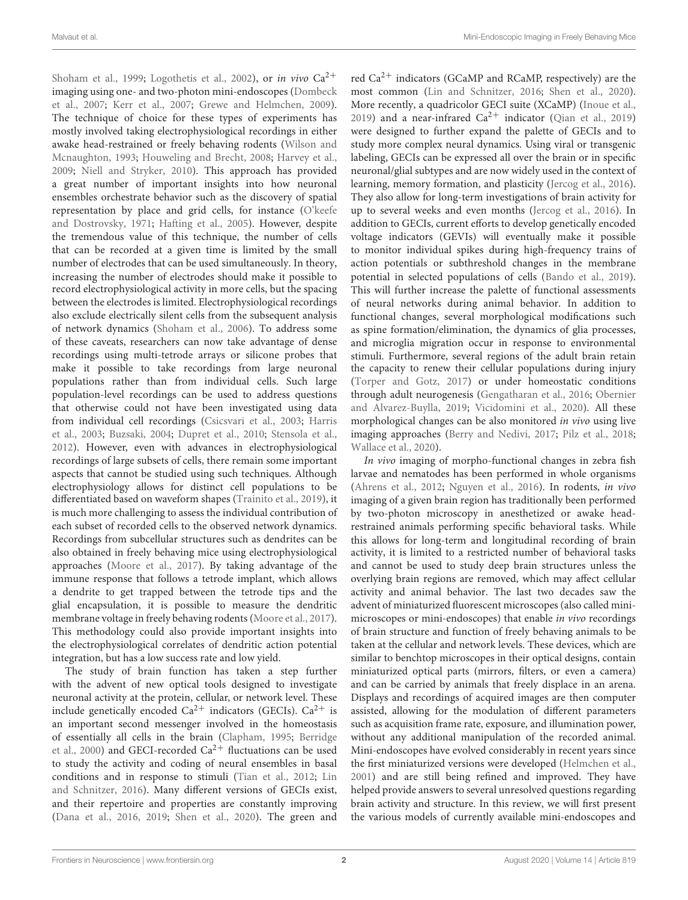Shoham et al., 1999; Logothetis et al., 2002), or *in vivo* $Ca^{2+}$ imaging using one- and two-photon mini-endoscopes (Dombeck et al., 2007; Kerr et al., 2007; Grewe and Helmchen, 2009). The technique of choice for these types of experiments has mostly involved taking electrophysiological recordings in either awake head-restrained or freely behaving rodents (Wilson and Mcnaughton, 1993; Houweling and Brecht, 2008; Harvey et al., 2009; Niell and Stryker, 2010). This approach has provided a great number of important insights into how neuronal ensembles orchestrate behavior such as the discovery of spatial representation by place and grid cells, for instance (O'keefe and Dostrovsky, 1971; Hafting et al., 2005). However, despite the tremendous value of this technique, the number of cells that can be recorded at a given time is limited by the small number of electrodes that can be used simultaneously. In theory, increasing the number of electrodes should make it possible to record electrophysiological activity in more cells, but the spacing between the electrodes is limited. Electrophysiological recordings also exclude electrically silent cells from the subsequent analysis of network dynamics (Shoham et al., 2006). To address some of these caveats, researchers can now take advantage of dense recordings using multi-tetrode arrays or silicone probes that make it possible to take recordings from large neuronal populations rather than from individual cells. Such large population-level recordings can be used to address questions that otherwise could not have been investigated using data from individual cell recordings (Csicsvari et al., 2003; Harris et al., 2003; Buzsaki, 2004; Dupret et al., 2010; Stensola et al., 2012). However, even with advances in electrophysiological recordings of large subsets of cells, there remain some important aspects that cannot be studied using such techniques. Although electrophysiology allows for distinct cell populations to be differentiated based on waveform shapes (Trainito et al., 2019), it is much more challenging to assess the individual contribution of each subset of recorded cells to the observed network dynamics. Recordings from subcellular structures such as dendrites can be also obtained in freely behaving mice using electrophysiological approaches (Moore et al., 2017). By taking advantage of the immune response that follows a tetrode implant, which allows a dendrite to get trapped between the tetrode tips and the glial encapsulation, it is possible to measure the dendritic membrane voltage in freely behaving rodents (Moore et al., 2017). This methodology could also provide important insights into the electrophysiological correlates of dendritic action potential integration, but has a low success rate and low yield.

The study of brain function has taken a step further with the advent of new optical tools designed to investigate neuronal activity at the protein, cellular, or network level. These include genetically encoded $Ca^{2+}$ indicators (GECIs). $Ca^{2+}$ is an important second messenger involved in the homeostasis of essentially all cells in the brain (Clapham, 1995; Berridge et al., 2000) and GECI-recorded $Ca^{2+}$ fluctuations can be used to study the activity and coding of neural ensembles in basal conditions and in response to stimuli (Tian et al., 2012; Lin and Schnitzer, 2016). Many different versions of GECIs exist, and their repertoire and properties are constantly improving (Dana et al., 2016, 2019; Shen et al., 2020). The green and red $Ca^{2+}$ indicators (GCaMP and RCaMP, respectively) are the most common (Lin and Schnitzer, 2016; Shen et al., 2020). More recently, a quadricolor GECI suite (XCaMP) (Inoue et al., 2019) and a near-infrared $Ca^{2+}$ indicator (Qian et al., 2019) were designed to further expand the palette of GECIs and to study more complex neural dynamics. Using viral or transgenic labeling, GECIs can be expressed all over the brain or in specific neuronal/glial subtypes and are now widely used in the context of learning, memory formation, and plasticity (Jercog et al., 2016). They also allow for long-term investigations of brain activity for up to several weeks and even months (Jercog et al., 2016). In addition to GECIs, current efforts to develop genetically encoded voltage indicators (GEVIs) will eventually make it possible to monitor individual spikes during high-frequency trains of action potentials or subthreshold changes in the membrane potential in selected populations of cells (Bando et al., 2019). This will further increase the palette of functional assessments of neural networks during animal behavior. In addition to functional changes, several morphological modifications such as spine formation/elimination, the dynamics of glia processes, and microglia migration occur in response to environmental stimuli. Furthermore, several regions of the adult brain retain the capacity to renew their cellular populations during injury (Torper and Gotz, 2017) or under homeostatic conditions through adult neurogenesis (Gengatharan et al., 2016; Obernier and Alvarez-Buylla, 2019; Vicidomini et al., 2020). All these morphological changes can be also monitored *in vivo* using live imaging approaches (Berry and Nedivi, 2017; Pilz et al., 2018; Wallace et al., 2020).

*In vivo* imaging of morpho-functional changes in zebra fish larvae and nematodes has been performed in whole organisms (Ahrens et al., 2012; Nguyen et al., 2016). In rodents, *in vivo* imaging of a given brain region has traditionally been performed by two-photon microscopy in anesthetized or awake head-restrained animals performing specific behavioral tasks. While this allows for long-term and longitudinal recording of brain activity, it is limited to a restricted number of behavioral tasks and cannot be used to study deep brain structures unless the overlying brain regions are removed, which may affect cellular activity and animal behavior. The last two decades saw the advent of miniaturized fluorescent microscopes (also called mini-microscopes or mini-endoscopes) that enable *in vivo* recordings of brain structure and function of freely behaving animals to be taken at the cellular and network levels. These devices, which are similar to benchtop microscopes in their optical designs, contain miniaturized optical parts (mirrors, filters, or even a camera) and can be carried by animals that freely displace in an arena. Displays and recordings of acquired images are then computer assisted, allowing for the modulation of different parameters such as acquisition frame rate, exposure, and illumination power, without any additional manipulation of the recorded animal. Mini-endoscopes have evolved considerably in recent years since the first miniaturized versions were developed (Helmchen et al., 2001) and are still being refined and improved. They have helped provide answers to several unresolved questions regarding brain activity and structure. In this review, we will first present the various models of currently available mini-endoscopes and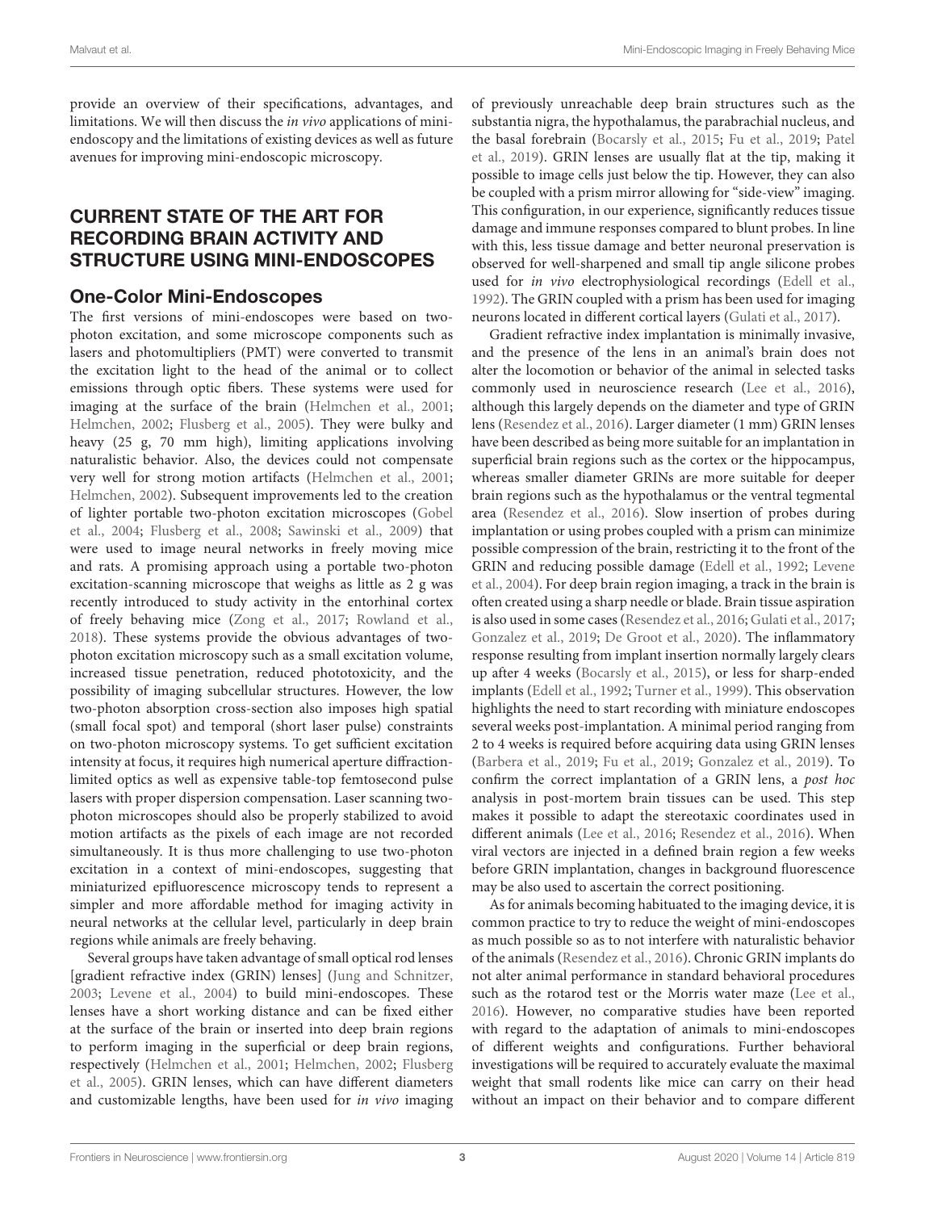provide an overview of their specifications, advantages, and limitations. We will then discuss the *in vivo* applications of mini-endoscopy and the limitations of existing devices as well as future avenues for improving mini-endoscopic microscopy.

## CURRENT STATE OF THE ART FOR RECORDING BRAIN ACTIVITY AND STRUCTURE USING MINI-ENDOSCOPES

### One-Color Mini-Endoscopes

The first versions of mini-endoscopes were based on two-photon excitation, and some microscope components such as lasers and photomultipliers (PMT) were converted to transmit the excitation light to the head of the animal or to collect emissions through optic fibers. These systems were used for imaging at the surface of the brain (Helmchen et al., 2001; Helmchen, 2002; Flusberg et al., 2005). They were bulky and heavy (25 g, 70 mm high), limiting applications involving naturalistic behavior. Also, the devices could not compensate very well for strong motion artifacts (Helmchen et al., 2001; Helmchen, 2002). Subsequent improvements led to the creation of lighter portable two-photon excitation microscopes (Gobel et al., 2004; Flusberg et al., 2008; Sawinski et al., 2009) that were used to image neural networks in freely moving mice and rats. A promising approach using a portable two-photon excitation-scanning microscope that weighs as little as 2 g was recently introduced to study activity in the entorhinal cortex of freely behaving mice (Zong et al., 2017; Rowland et al., 2018). These systems provide the obvious advantages of two-photon excitation microscopy such as a small excitation volume, increased tissue penetration, reduced phototoxicity, and the possibility of imaging subcellular structures. However, the low two-photon absorption cross-section also imposes high spatial (small focal spot) and temporal (short laser pulse) constraints on two-photon microscopy systems. To get sufficient excitation intensity at focus, it requires high numerical aperture diffraction-limited optics as well as expensive table-top femtosecond pulse lasers with proper dispersion compensation. Laser scanning two-photon microscopes should also be properly stabilized to avoid motion artifacts as the pixels of each image are not recorded simultaneously. It is thus more challenging to use two-photon excitation in a context of mini-endoscopes, suggesting that miniaturized epifluorescence microscopy tends to represent a simpler and more affordable method for imaging activity in neural networks at the cellular level, particularly in deep brain regions while animals are freely behaving.

Several groups have taken advantage of small optical rod lenses [gradient refractive index (GRIN) lenses] (Jung and Schnitzer, 2003; Levene et al., 2004) to build mini-endoscopes. These lenses have a short working distance and can be fixed either at the surface of the brain or inserted into deep brain regions to perform imaging in the superficial or deep brain regions, respectively (Helmchen et al., 2001; Helmchen, 2002; Flusberg et al., 2005). GRIN lenses, which can have different diameters and customizable lengths, have been used for *in vivo* imaging of previously unreachable deep brain structures such as the substantia nigra, the hypothalamus, the parabrachial nucleus, and the basal forebrain (Bocarsly et al., 2015; Fu et al., 2019; Patel et al., 2019). GRIN lenses are usually flat at the tip, making it possible to image cells just below the tip. However, they can also be coupled with a prism mirror allowing for "side-view" imaging. This configuration, in our experience, significantly reduces tissue damage and immune responses compared to blunt probes. In line with this, less tissue damage and better neuronal preservation is observed for well-sharpened and small tip angle silicone probes used for *in vivo* electrophysiological recordings (Edell et al., 1992). The GRIN coupled with a prism has been used for imaging neurons located in different cortical layers (Gulati et al., 2017).

Gradient refractive index implantation is minimally invasive, and the presence of the lens in an animal's brain does not alter the locomotion or behavior of the animal in selected tasks commonly used in neuroscience research (Lee et al., 2016), although this largely depends on the diameter and type of GRIN lens (Resendez et al., 2016). Larger diameter (1 mm) GRIN lenses have been described as being more suitable for an implantation in superficial brain regions such as the cortex or the hippocampus, whereas smaller diameter GRINs are more suitable for deeper brain regions such as the hypothalamus or the ventral tegmental area (Resendez et al., 2016). Slow insertion of probes during implantation or using probes coupled with a prism can minimize possible compression of the brain, restricting it to the front of the GRIN and reducing possible damage (Edell et al., 1992; Levene et al., 2004). For deep brain region imaging, a track in the brain is often created using a sharp needle or blade. Brain tissue aspiration is also used in some cases (Resendez et al., 2016; Gulati et al., 2017; Gonzalez et al., 2019; De Groot et al., 2020). The inflammatory response resulting from implant insertion normally largely clears up after 4 weeks (Bocarsly et al., 2015), or less for sharp-ended implants (Edell et al., 1992; Turner et al., 1999). This observation highlights the need to start recording with miniature endoscopes several weeks post-implantation. A minimal period ranging from 2 to 4 weeks is required before acquiring data using GRIN lenses (Barbera et al., 2019; Fu et al., 2019; Gonzalez et al., 2019). To confirm the correct implantation of a GRIN lens, a *post hoc* analysis in post-mortem brain tissues can be used. This step makes it possible to adapt the stereotaxic coordinates used in different animals (Lee et al., 2016; Resendez et al., 2016). When viral vectors are injected in a defined brain region a few weeks before GRIN implantation, changes in background fluorescence may be also used to ascertain the correct positioning.

As for animals becoming habituated to the imaging device, it is common practice to try to reduce the weight of mini-endoscopes as much possible so as to not interfere with naturalistic behavior of the animals (Resendez et al., 2016). Chronic GRIN implants do not alter animal performance in standard behavioral procedures such as the rotarod test or the Morris water maze (Lee et al., 2016). However, no comparative studies have been reported with regard to the adaptation of animals to mini-endoscopes of different weights and configurations. Further behavioral investigations will be required to accurately evaluate the maximal weight that small rodents like mice can carry on their head without an impact on their behavior and to compare different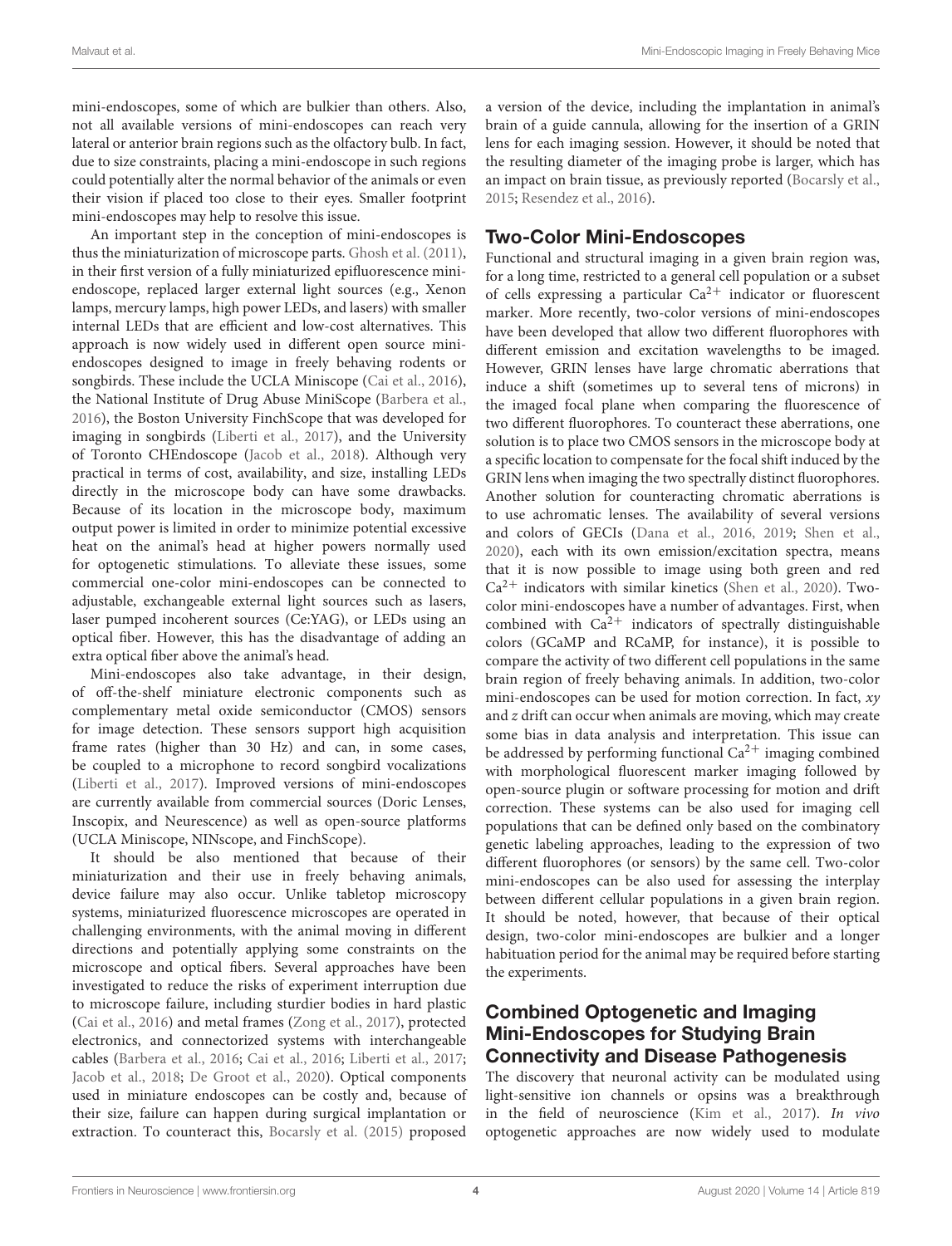mini-endoscopes, some of which are bulkier than others. Also, not all available versions of mini-endoscopes can reach very lateral or anterior brain regions such as the olfactory bulb. In fact, due to size constraints, placing a mini-endoscope in such regions could potentially alter the normal behavior of the animals or even their vision if placed too close to their eyes. Smaller footprint mini-endoscopes may help to resolve this issue.

An important step in the conception of mini-endoscopes is thus the miniaturization of microscope parts. Ghosh et al. (2011), in their first version of a fully miniaturized epifluorescence mini-endoscope, replaced larger external light sources (e.g., Xenon lamps, mercury lamps, high power LEDs, and lasers) with smaller internal LEDs that are efficient and low-cost alternatives. This approach is now widely used in different open source mini-endoscopes designed to image in freely behaving rodents or songbirds. These include the UCLA Miniscope (Cai et al., 2016), the National Institute of Drug Abuse MiniScope (Barbera et al., 2016), the Boston University FinchScope that was developed for imaging in songbirds (Liberti et al., 2017), and the University of Toronto CHEndoscope (Jacob et al., 2018). Although very practical in terms of cost, availability, and size, installing LEDs directly in the microscope body can have some drawbacks. Because of its location in the microscope body, maximum output power is limited in order to minimize potential excessive heat on the animal's head at higher powers normally used for optogenetic stimulations. To alleviate these issues, some commercial one-color mini-endoscopes can be connected to adjustable, exchangeable external light sources such as lasers, laser pumped incoherent sources (Ce:YAG), or LEDs using an optical fiber. However, this has the disadvantage of adding an extra optical fiber above the animal's head.

Mini-endoscopes also take advantage, in their design, of off-the-shelf miniature electronic components such as complementary metal oxide semiconductor (CMOS) sensors for image detection. These sensors support high acquisition frame rates (higher than 30 Hz) and can, in some cases, be coupled to a microphone to record songbird vocalizations (Liberti et al., 2017). Improved versions of mini-endoscopes are currently available from commercial sources (Doric Lenses, Inscopix, and Neurescence) as well as open-source platforms (UCLA Miniscope, NINscope, and FinchScope).

It should be also mentioned that because of their miniaturization and their use in freely behaving animals, device failure may also occur. Unlike tabletop microscopy systems, miniaturized fluorescence microscopes are operated in challenging environments, with the animal moving in different directions and potentially applying some constraints on the microscope and optical fibers. Several approaches have been investigated to reduce the risks of experiment interruption due to microscope failure, including sturdier bodies in hard plastic (Cai et al., 2016) and metal frames (Zong et al., 2017), protected electronics, and connectorized systems with interchangeable cables (Barbera et al., 2016; Cai et al., 2016; Liberti et al., 2017; Jacob et al., 2018; De Groot et al., 2020). Optical components used in miniature endoscopes can be costly and, because of their size, failure can happen during surgical implantation or extraction. To counteract this, Bocarsly et al. (2015) proposed a version of the device, including the implantation in animal's brain of a guide cannula, allowing for the insertion of a GRIN lens for each imaging session. However, it should be noted that the resulting diameter of the imaging probe is larger, which has an impact on brain tissue, as previously reported (Bocarsly et al., 2015; Resendez et al., 2016).

## Two-Color Mini-Endoscopes

Functional and structural imaging in a given brain region was, for a long time, restricted to a general cell population or a subset of cells expressing a particular $Ca^{2+}$ indicator or fluorescent marker. More recently, two-color versions of mini-endoscopes have been developed that allow two different fluorophores with different emission and excitation wavelengths to be imaged. However, GRIN lenses have large chromatic aberrations that induce a shift (sometimes up to several tens of microns) in the imaged focal plane when comparing the fluorescence of two different fluorophores. To counteract these aberrations, one solution is to place two CMOS sensors in the microscope body at a specific location to compensate for the focal shift induced by the GRIN lens when imaging the two spectrally distinct fluorophores. Another solution for counteracting chromatic aberrations is to use achromatic lenses. The availability of several versions and colors of GECIs (Dana et al., 2016, 2019; Shen et al., 2020), each with its own emission/excitation spectra, means that it is now possible to image using both green and red $Ca^{2+}$ indicators with similar kinetics (Shen et al., 2020). Two-color mini-endoscopes have a number of advantages. First, when combined with $Ca^{2+}$ indicators of spectrally distinguishable colors (GCaMP and RCaMP, for instance), it is possible to compare the activity of two different cell populations in the same brain region of freely behaving animals. In addition, two-color mini-endoscopes can be used for motion correction. In fact, *xy* and *z* drift can occur when animals are moving, which may create some bias in data analysis and interpretation. This issue can be addressed by performing functional $Ca^{2+}$ imaging combined with morphological fluorescent marker imaging followed by open-source plugin or software processing for motion and drift correction. These systems can be also used for imaging cell populations that can be defined only based on the combinatory genetic labeling approaches, leading to the expression of two different fluorophores (or sensors) by the same cell. Two-color mini-endoscopes can be also used for assessing the interplay between different cellular populations in a given brain region. It should be noted, however, that because of their optical design, two-color mini-endoscopes are bulkier and a longer habituation period for the animal may be required before starting the experiments.

## Combined Optogenetic and Imaging Mini-Endoscopes for Studying Brain Connectivity and Disease Pathogenesis

The discovery that neuronal activity can be modulated using light-sensitive ion channels or opsins was a breakthrough in the field of neuroscience (Kim et al., 2017). *In vivo* optogenetic approaches are now widely used to modulate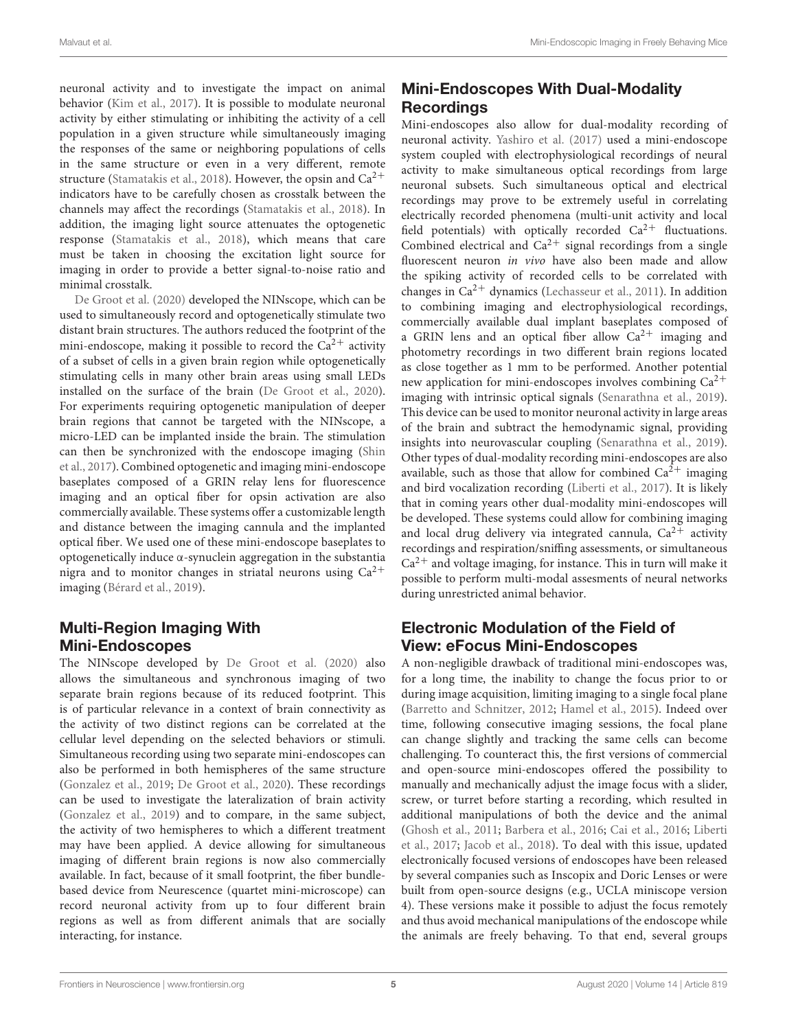neuronal activity and to investigate the impact on animal behavior (Kim et al., 2017). It is possible to modulate neuronal activity by either stimulating or inhibiting the activity of a cell population in a given structure while simultaneously imaging the responses of the same or neighboring populations of cells in the same structure or even in a very different, remote structure (Stamatakis et al., 2018). However, the opsin and $Ca^{2+}$ indicators have to be carefully chosen as crosstalk between the channels may affect the recordings (Stamatakis et al., 2018). In addition, the imaging light source attenuates the optogenetic response (Stamatakis et al., 2018), which means that care must be taken in choosing the excitation light source for imaging in order to provide a better signal-to-noise ratio and minimal crosstalk.

De Groot et al. (2020) developed the NINscope, which can be used to simultaneously record and optogenetically stimulate two distant brain structures. The authors reduced the footprint of the mini-endoscope, making it possible to record the $Ca^{2+}$ activity of a subset of cells in a given brain region while optogenetically stimulating cells in many other brain areas using small LEDs installed on the surface of the brain (De Groot et al., 2020). For experiments requiring optogenetic manipulation of deeper brain regions that cannot be targeted with the NINscope, a micro-LED can be implanted inside the brain. The stimulation can then be synchronized with the endoscope imaging (Shin et al., 2017). Combined optogenetic and imaging mini-endoscope baseplates composed of a GRIN relay lens for fluorescence imaging and an optical fiber for opsin activation are also commercially available. These systems offer a customizable length and distance between the imaging cannula and the implanted optical fiber. We used one of these mini-endoscope baseplates to optogenetically induce α-synuclein aggregation in the substantia nigra and to monitor changes in striatal neurons using $Ca^{2+}$ imaging (Bérard et al., 2019).

## Multi-Region Imaging With Mini-Endoscopes

The NINscope developed by De Groot et al. (2020) also allows the simultaneous and synchronous imaging of two separate brain regions because of its reduced footprint. This is of particular relevance in a context of brain connectivity as the activity of two distinct regions can be correlated at the cellular level depending on the selected behaviors or stimuli. Simultaneous recording using two separate mini-endoscopes can also be performed in both hemispheres of the same structure (Gonzalez et al., 2019; De Groot et al., 2020). These recordings can be used to investigate the lateralization of brain activity (Gonzalez et al., 2019) and to compare, in the same subject, the activity of two hemispheres to which a different treatment may have been applied. A device allowing for simultaneous imaging of different brain regions is now also commercially available. In fact, because of it small footprint, the fiber bundle-based device from Neurescence (quartet mini-microscope) can record neuronal activity from up to four different brain regions as well as from different animals that are socially interacting, for instance.

## Mini-Endoscopes With Dual-Modality Recordings

Mini-endoscopes also allow for dual-modality recording of neuronal activity. Yashiro et al. (2017) used a mini-endoscope system coupled with electrophysiological recordings of neural activity to make simultaneous optical recordings from large neuronal subsets. Such simultaneous optical and electrical recordings may prove to be extremely useful in correlating electrically recorded phenomena (multi-unit activity and local field potentials) with optically recorded $Ca^{2+}$ fluctuations. Combined electrical and $Ca^{2+}$ signal recordings from a single fluorescent neuron *in vivo* have also been made and allow the spiking activity of recorded cells to be correlated with changes in $Ca^{2+}$ dynamics (Lechasseur et al., 2011). In addition to combining imaging and electrophysiological recordings, commercially available dual implant baseplates composed of a GRIN lens and an optical fiber allow $Ca^{2+}$ imaging and photometry recordings in two different brain regions located as close together as 1 mm to be performed. Another potential new application for mini-endoscopes involves combining $Ca^{2+}$ imaging with intrinsic optical signals (Senarathna et al., 2019). This device can be used to monitor neuronal activity in large areas of the brain and subtract the hemodynamic signal, providing insights into neurovascular coupling (Senarathna et al., 2019). Other types of dual-modality recording mini-endoscopes are also available, such as those that allow for combined $Ca^{2+}$ imaging and bird vocalization recording (Liberti et al., 2017). It is likely that in coming years other dual-modality mini-endoscopes will be developed. These systems could allow for combining imaging and local drug delivery via integrated cannula, $Ca^{2+}$ activity recordings and respiration/sniffing assessments, or simultaneous $Ca^{2+}$ and voltage imaging, for instance. This in turn will make it possible to perform multi-modal assesments of neural networks during unrestricted animal behavior.

## Electronic Modulation of the Field of View: eFocus Mini-Endoscopes

A non-negligible drawback of traditional mini-endoscopes was, for a long time, the inability to change the focus prior to or during image acquisition, limiting imaging to a single focal plane (Barretto and Schnitzer, 2012; Hamel et al., 2015). Indeed over time, following consecutive imaging sessions, the focal plane can change slightly and tracking the same cells can become challenging. To counteract this, the first versions of commercial and open-source mini-endoscopes offered the possibility to manually and mechanically adjust the image focus with a slider, screw, or turret before starting a recording, which resulted in additional manipulations of both the device and the animal (Ghosh et al., 2011; Barbera et al., 2016; Cai et al., 2016; Liberti et al., 2017; Jacob et al., 2018). To deal with this issue, updated electronically focused versions of endoscopes have been released by several companies such as Inscopix and Doric Lenses or were built from open-source designs (e.g., UCLA miniscope version 4). These versions make it possible to adjust the focus remotely and thus avoid mechanical manipulations of the endoscope while the animals are freely behaving. To that end, several groups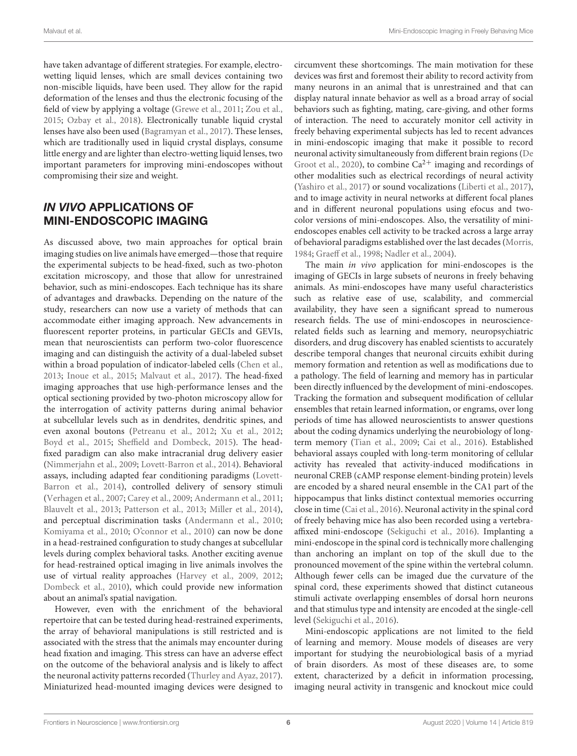have taken advantage of different strategies. For example, electrowetting liquid lenses, which are small devices containing two non-miscible liquids, have been used. They allow for the rapid deformation of the lenses and thus the electronic focusing of the field of view by applying a voltage (Grewe et al., 2011; Zou et al., 2015; Ozbay et al., 2018). Electronically tunable liquid crystal lenses have also been used (Bagramyan et al., 2017). These lenses, which are traditionally used in liquid crystal displays, consume little energy and are lighter than electro-wetting liquid lenses, two important parameters for improving mini-endoscopes without compromising their size and weight.

## *IN VIVO* APPLICATIONS OF MINI-ENDOSCOPIC IMAGING

As discussed above, two main approaches for optical brain imaging studies on live animals have emerged—those that require the experimental subjects to be head-fixed, such as two-photon excitation microscopy, and those that allow for unrestrained behavior, such as mini-endoscopes. Each technique has its share of advantages and drawbacks. Depending on the nature of the study, researchers can now use a variety of methods that can accommodate either imaging approach. New advancements in fluorescent reporter proteins, in particular GECIs and GEVIs, mean that neuroscientists can perform two-color fluorescence imaging and can distinguish the activity of a dual-labeled subset within a broad population of indicator-labeled cells (Chen et al., 2013; Inoue et al., 2015; Malvaut et al., 2017). The head-fixed imaging approaches that use high-performance lenses and the optical sectioning provided by two-photon microscopy allow for the interrogation of activity patterns during animal behavior at subcellular levels such as in dendrites, dendritic spines, and even axonal boutons (Petreanu et al., 2012; Xu et al., 2012; Boyd et al., 2015; Sheffield and Dombeck, 2015). The head-fixed paradigm can also make intracranial drug delivery easier (Nimmerjahn et al., 2009; Lovett-Barron et al., 2014). Behavioral assays, including adapted fear conditioning paradigms (Lovett-Barron et al., 2014), controlled delivery of sensory stimuli (Verhagen et al., 2007; Carey et al., 2009; Andermann et al., 2011; Blauvelt et al., 2013; Patterson et al., 2013; Miller et al., 2014), and perceptual discrimination tasks (Andermann et al., 2010; Komiyama et al., 2010; O'connor et al., 2010) can now be done in a head-restrained configuration to study changes at subcellular levels during complex behavioral tasks. Another exciting avenue for head-restrained optical imaging in live animals involves the use of virtual reality approaches (Harvey et al., 2009, 2012; Dombeck et al., 2010), which could provide new information about an animal's spatial navigation.

However, even with the enrichment of the behavioral repertoire that can be tested during head-restrained experiments, the array of behavioral manipulations is still restricted and is associated with the stress that the animals may encounter during head fixation and imaging. This stress can have an adverse effect on the outcome of the behavioral analysis and is likely to affect the neuronal activity patterns recorded (Thurley and Ayaz, 2017). Miniaturized head-mounted imaging devices were designed to circumvent these shortcomings. The main motivation for these devices was first and foremost their ability to record activity from many neurons in an animal that is unrestrained and that can display natural innate behavior as well as a broad array of social behaviors such as fighting, mating, care-giving, and other forms of interaction. The need to accurately monitor cell activity in freely behaving experimental subjects has led to recent advances in mini-endoscopic imaging that make it possible to record neuronal activity simultaneously from different brain regions (De Groot et al., 2020), to combine $Ca^{2+}$ imaging and recordings of other modalities such as electrical recordings of neural activity (Yashiro et al., 2017) or sound vocalizations (Liberti et al., 2017), and to image activity in neural networks at different focal planes and in different neuronal populations using efocus and two-color versions of mini-endoscopes. Also, the versatility of mini-endoscopes enables cell activity to be tracked across a large array of behavioral paradigms established over the last decades (Morris, 1984; Graeff et al., 1998; Nadler et al., 2004).

The main *in vivo* application for mini-endoscopes is the imaging of GECIs in large subsets of neurons in freely behaving animals. As mini-endoscopes have many useful characteristics such as relative ease of use, scalability, and commercial availability, they have seen a significant spread to numerous research fields. The use of mini-endoscopes in neuroscience-related fields such as learning and memory, neuropsychiatric disorders, and drug discovery has enabled scientists to accurately describe temporal changes that neuronal circuits exhibit during memory formation and retention as well as modifications due to a pathology. The field of learning and memory has in particular been directly influenced by the development of mini-endoscopes. Tracking the formation and subsequent modification of cellular ensembles that retain learned information, or engrams, over long periods of time has allowed neuroscientists to answer questions about the coding dynamics underlying the neurobiology of long-term memory (Tian et al., 2009; Cai et al., 2016). Established behavioral assays coupled with long-term monitoring of cellular activity has revealed that activity-induced modifications in neuronal CREB (cAMP response element-binding protein) levels are encoded by a shared neural ensemble in the CA1 part of the hippocampus that links distinct contextual memories occurring close in time (Cai et al., 2016). Neuronal activity in the spinal cord of freely behaving mice has also been recorded using a vertebra-affixed mini-endoscope (Sekiguchi et al., 2016). Implanting a mini-endoscope in the spinal cord is technically more challenging than anchoring an implant on top of the skull due to the pronounced movement of the spine within the vertebral column. Although fewer cells can be imaged due the curvature of the spinal cord, these experiments showed that distinct cutaneous stimuli activate overlapping ensembles of dorsal horn neurons and that stimulus type and intensity are encoded at the single-cell level (Sekiguchi et al., 2016).

Mini-endoscopic applications are not limited to the field of learning and memory. Mouse models of diseases are very important for studying the neurobiological basis of a myriad of brain disorders. As most of these diseases are, to some extent, characterized by a deficit in information processing, imaging neural activity in transgenic and knockout mice could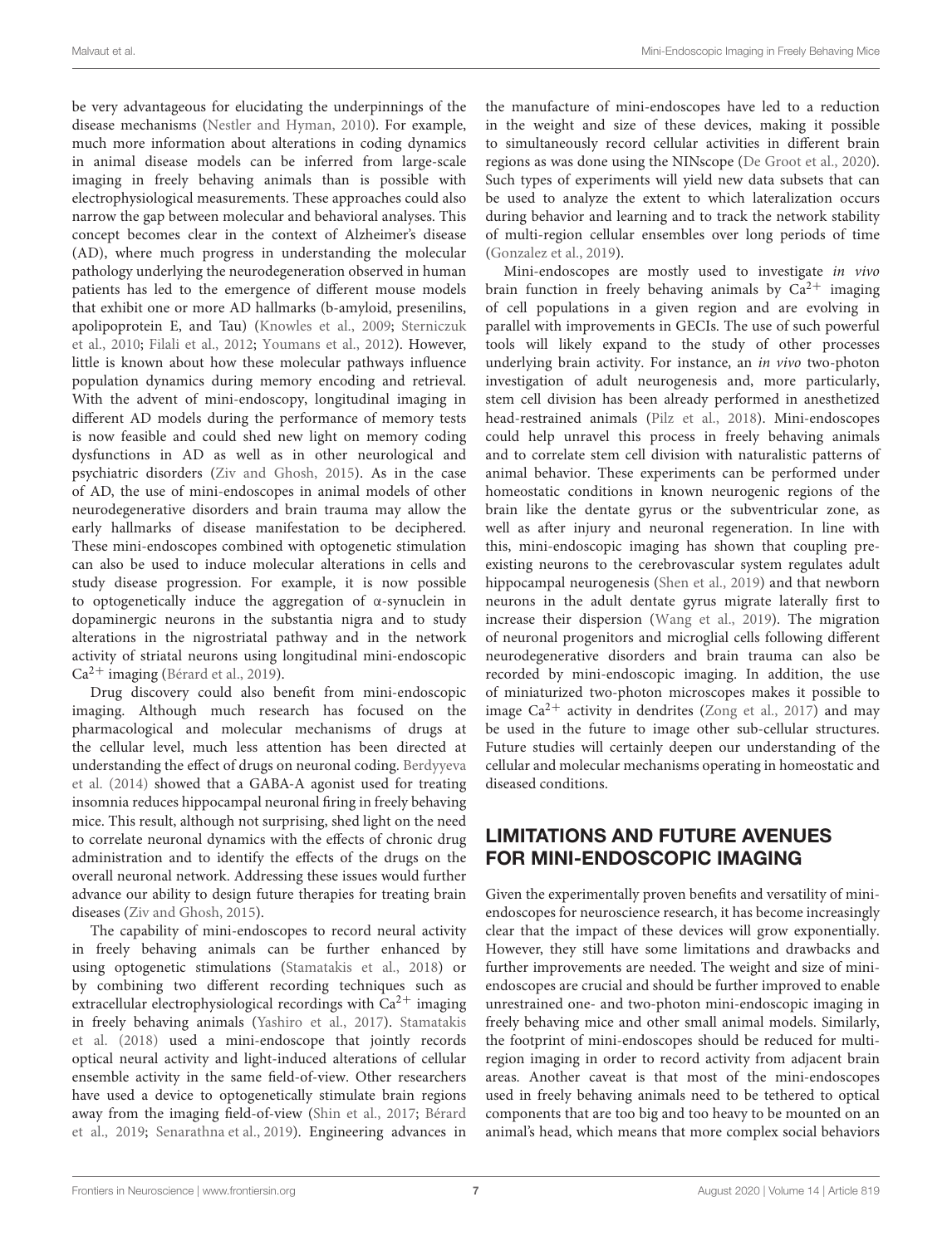be very advantageous for elucidating the underpinnings of the disease mechanisms (Nestler and Hyman, 2010). For example, much more information about alterations in coding dynamics in animal disease models can be inferred from large-scale imaging in freely behaving animals than is possible with electrophysiological measurements. These approaches could also narrow the gap between molecular and behavioral analyses. This concept becomes clear in the context of Alzheimer's disease (AD), where much progress in understanding the molecular pathology underlying the neurodegeneration observed in human patients has led to the emergence of different mouse models that exhibit one or more AD hallmarks (b-amyloid, presenilins, apolipoprotein E, and Tau) (Knowles et al., 2009; Sterniczuk et al., 2010; Filali et al., 2012; Youmans et al., 2012). However, little is known about how these molecular pathways influence population dynamics during memory encoding and retrieval. With the advent of mini-endoscopy, longitudinal imaging in different AD models during the performance of memory tests is now feasible and could shed new light on memory coding dysfunctions in AD as well as in other neurological and psychiatric disorders (Ziv and Ghosh, 2015). As in the case of AD, the use of mini-endoscopes in animal models of other neurodegenerative disorders and brain trauma may allow the early hallmarks of disease manifestation to be deciphered. These mini-endoscopes combined with optogenetic stimulation can also be used to induce molecular alterations in cells and study disease progression. For example, it is now possible to optogenetically induce the aggregation of α-synuclein in dopaminergic neurons in the substantia nigra and to study alterations in the nigrostriatal pathway and in the network activity of striatal neurons using longitudinal mini-endoscopic $Ca^{2+}$ imaging (Bérard et al., 2019).

Drug discovery could also benefit from mini-endoscopic imaging. Although much research has focused on the pharmacological and molecular mechanisms of drugs at the cellular level, much less attention has been directed at understanding the effect of drugs on neuronal coding. Berdyyeva et al. (2014) showed that a GABA-A agonist used for treating insomnia reduces hippocampal neuronal firing in freely behaving mice. This result, although not surprising, shed light on the need to correlate neuronal dynamics with the effects of chronic drug administration and to identify the effects of the drugs on the overall neuronal network. Addressing these issues would further advance our ability to design future therapies for treating brain diseases (Ziv and Ghosh, 2015).

The capability of mini-endoscopes to record neural activity in freely behaving animals can be further enhanced by using optogenetic stimulations (Stamatakis et al., 2018) or by combining two different recording techniques such as extracellular electrophysiological recordings with $Ca^{2+}$ imaging in freely behaving animals (Yashiro et al., 2017). Stamatakis et al. (2018) used a mini-endoscope that jointly records optical neural activity and light-induced alterations of cellular ensemble activity in the same field-of-view. Other researchers have used a device to optogenetically stimulate brain regions away from the imaging field-of-view (Shin et al., 2017; Bérard et al., 2019; Senarathna et al., 2019). Engineering advances in the manufacture of mini-endoscopes have led to a reduction in the weight and size of these devices, making it possible to simultaneously record cellular activities in different brain regions as was done using the NINscope (De Groot et al., 2020). Such types of experiments will yield new data subsets that can be used to analyze the extent to which lateralization occurs during behavior and learning and to track the network stability of multi-region cellular ensembles over long periods of time (Gonzalez et al., 2019).

Mini-endoscopes are mostly used to investigate *in vivo* brain function in freely behaving animals by $Ca^{2+}$ imaging of cell populations in a given region and are evolving in parallel with improvements in GECIs. The use of such powerful tools will likely expand to the study of other processes underlying brain activity. For instance, an *in vivo* two-photon investigation of adult neurogenesis and, more particularly, stem cell division has been already performed in anesthetized head-restrained animals (Pilz et al., 2018). Mini-endoscopes could help unravel this process in freely behaving animals and to correlate stem cell division with naturalistic patterns of animal behavior. These experiments can be performed under homeostatic conditions in known neurogenic regions of the brain like the dentate gyrus or the subventricular zone, as well as after injury and neuronal regeneration. In line with this, mini-endoscopic imaging has shown that coupling pre-existing neurons to the cerebrovascular system regulates adult hippocampal neurogenesis (Shen et al., 2019) and that newborn neurons in the adult dentate gyrus migrate laterally first to increase their dispersion (Wang et al., 2019). The migration of neuronal progenitors and microglial cells following different neurodegenerative disorders and brain trauma can also be recorded by mini-endoscopic imaging. In addition, the use of miniaturized two-photon microscopes makes it possible to image $Ca^{2+}$ activity in dendrites (Zong et al., 2017) and may be used in the future to image other sub-cellular structures. Future studies will certainly deepen our understanding of the cellular and molecular mechanisms operating in homeostatic and diseased conditions.

## LIMITATIONS AND FUTURE AVENUES FOR MINI-ENDOSCOPIC IMAGING

Given the experimentally proven benefits and versatility of mini-endoscopes for neuroscience research, it has become increasingly clear that the impact of these devices will grow exponentially. However, they still have some limitations and drawbacks and further improvements are needed. The weight and size of mini-endoscopes are crucial and should be further improved to enable unrestrained one- and two-photon mini-endoscopic imaging in freely behaving mice and other small animal models. Similarly, the footprint of mini-endoscopes should be reduced for multi-region imaging in order to record activity from adjacent brain areas. Another caveat is that most of the mini-endoscopes used in freely behaving animals need to be tethered to optical components that are too big and too heavy to be mounted on an animal's head, which means that more complex social behaviors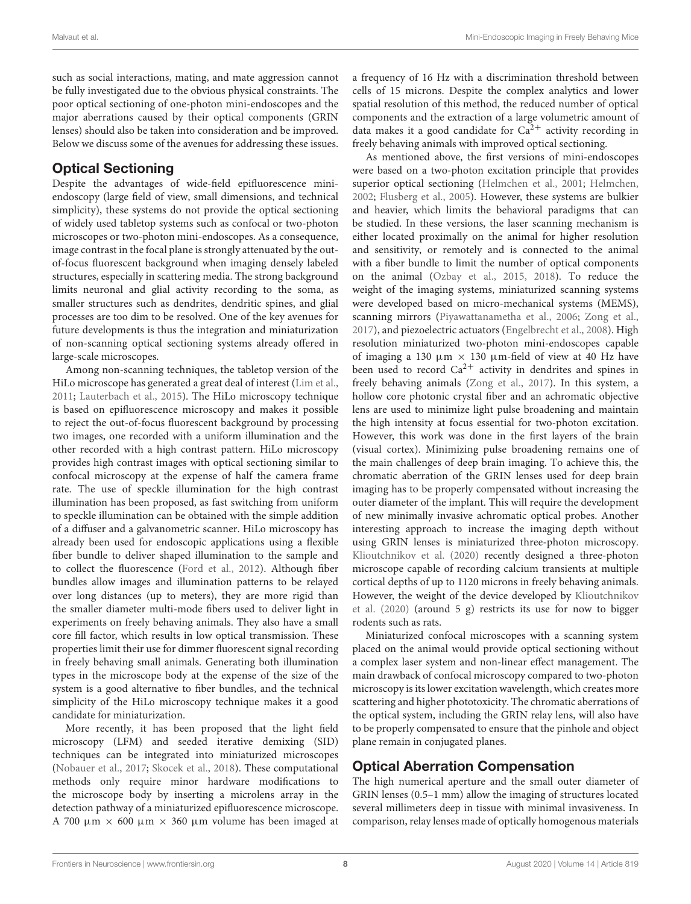such as social interactions, mating, and mate aggression cannot be fully investigated due to the obvious physical constraints. The poor optical sectioning of one-photon mini-endoscopes and the major aberrations caused by their optical components (GRIN lenses) should also be taken into consideration and be improved. Below we discuss some of the avenues for addressing these issues.

## Optical Sectioning

Despite the advantages of wide-field epifluorescence mini-endoscopy (large field of view, small dimensions, and technical simplicity), these systems do not provide the optical sectioning of widely used tabletop systems such as confocal or two-photon microscopes or two-photon mini-endoscopes. As a consequence, image contrast in the focal plane is strongly attenuated by the out-of-focus fluorescent background when imaging densely labeled structures, especially in scattering media. The strong background limits neuronal and glial activity recording to the soma, as smaller structures such as dendrites, dendritic spines, and glial processes are too dim to be resolved. One of the key avenues for future developments is thus the integration and miniaturization of non-scanning optical sectioning systems already offered in large-scale microscopes.

Among non-scanning techniques, the tabletop version of the HiLo microscope has generated a great deal of interest (Lim et al., 2011; Lauterbach et al., 2015). The HiLo microscopy technique is based on epifluorescence microscopy and makes it possible to reject the out-of-focus fluorescent background by processing two images, one recorded with a uniform illumination and the other recorded with a high contrast pattern. HiLo microscopy provides high contrast images with optical sectioning similar to confocal microscopy at the expense of half the camera frame rate. The use of speckle illumination for the high contrast illumination has been proposed, as fast switching from uniform to speckle illumination can be obtained with the simple addition of a diffuser and a galvanometric scanner. HiLo microscopy has already been used for endoscopic applications using a flexible fiber bundle to deliver shaped illumination to the sample and to collect the fluorescence (Ford et al., 2012). Although fiber bundles allow images and illumination patterns to be relayed over long distances (up to meters), they are more rigid than the smaller diameter multi-mode fibers used to deliver light in experiments on freely behaving animals. They also have a small core fill factor, which results in low optical transmission. These properties limit their use for dimmer fluorescent signal recording in freely behaving small animals. Generating both illumination types in the microscope body at the expense of the size of the system is a good alternative to fiber bundles, and the technical simplicity of the HiLo microscopy technique makes it a good candidate for miniaturization.

More recently, it has been proposed that the light field microscopy (LFM) and seeded iterative demixing (SID) techniques can be integrated into miniaturized microscopes (Nobauer et al., 2017; Skocek et al., 2018). These computational methods only require minor hardware modifications to the microscope body by inserting a microlens array in the detection pathway of a miniaturized epifluorescence microscope. A 700 μm × 600 μm × 360 μm volume has been imaged at a frequency of 16 Hz with a discrimination threshold between cells of 15 microns. Despite the complex analytics and lower spatial resolution of this method, the reduced number of optical components and the extraction of a large volumetric amount of data makes it a good candidate for $Ca^{2+}$ activity recording in freely behaving animals with improved optical sectioning.

As mentioned above, the first versions of mini-endoscopes were based on a two-photon excitation principle that provides superior optical sectioning (Helmchen et al., 2001; Helmchen, 2002; Flusberg et al., 2005). However, these systems are bulkier and heavier, which limits the behavioral paradigms that can be studied. In these versions, the laser scanning mechanism is either located proximally on the animal for higher resolution and sensitivity, or remotely and is connected to the animal with a fiber bundle to limit the number of optical components on the animal (Ozbay et al., 2015, 2018). To reduce the weight of the imaging systems, miniaturized scanning systems were developed based on micro-mechanical systems (MEMS), scanning mirrors (Piyawattanametha et al., 2006; Zong et al., 2017), and piezoelectric actuators (Engelbrecht et al., 2008). High resolution miniaturized two-photon mini-endoscopes capable of imaging a 130 μm × 130 μm-field of view at 40 Hz have been used to record $Ca^{2+}$ activity in dendrites and spines in freely behaving animals (Zong et al., 2017). In this system, a hollow core photonic crystal fiber and an achromatic objective lens are used to minimize light pulse broadening and maintain the high intensity at focus essential for two-photon excitation. However, this work was done in the first layers of the brain (visual cortex). Minimizing pulse broadening remains one of the main challenges of deep brain imaging. To achieve this, the chromatic aberration of the GRIN lenses used for deep brain imaging has to be properly compensated without increasing the outer diameter of the implant. This will require the development of new minimally invasive achromatic optical probes. Another interesting approach to increase the imaging depth without using GRIN lenses is miniaturized three-photon microscopy. Klioutchnikov et al. (2020) recently designed a three-photon microscope capable of recording calcium transients at multiple cortical depths of up to 1120 microns in freely behaving animals. However, the weight of the device developed by Klioutchnikov et al. (2020) (around 5 g) restricts its use for now to bigger rodents such as rats.

Miniaturized confocal microscopes with a scanning system placed on the animal would provide optical sectioning without a complex laser system and non-linear effect management. The main drawback of confocal microscopy compared to two-photon microscopy is its lower excitation wavelength, which creates more scattering and higher phototoxicity. The chromatic aberrations of the optical system, including the GRIN relay lens, will also have to be properly compensated to ensure that the pinhole and object plane remain in conjugated planes.

## Optical Aberration Compensation

The high numerical aperture and the small outer diameter of GRIN lenses (0.5–1 mm) allow the imaging of structures located several millimeters deep in tissue with minimal invasiveness. In comparison, relay lenses made of optically homogenous materials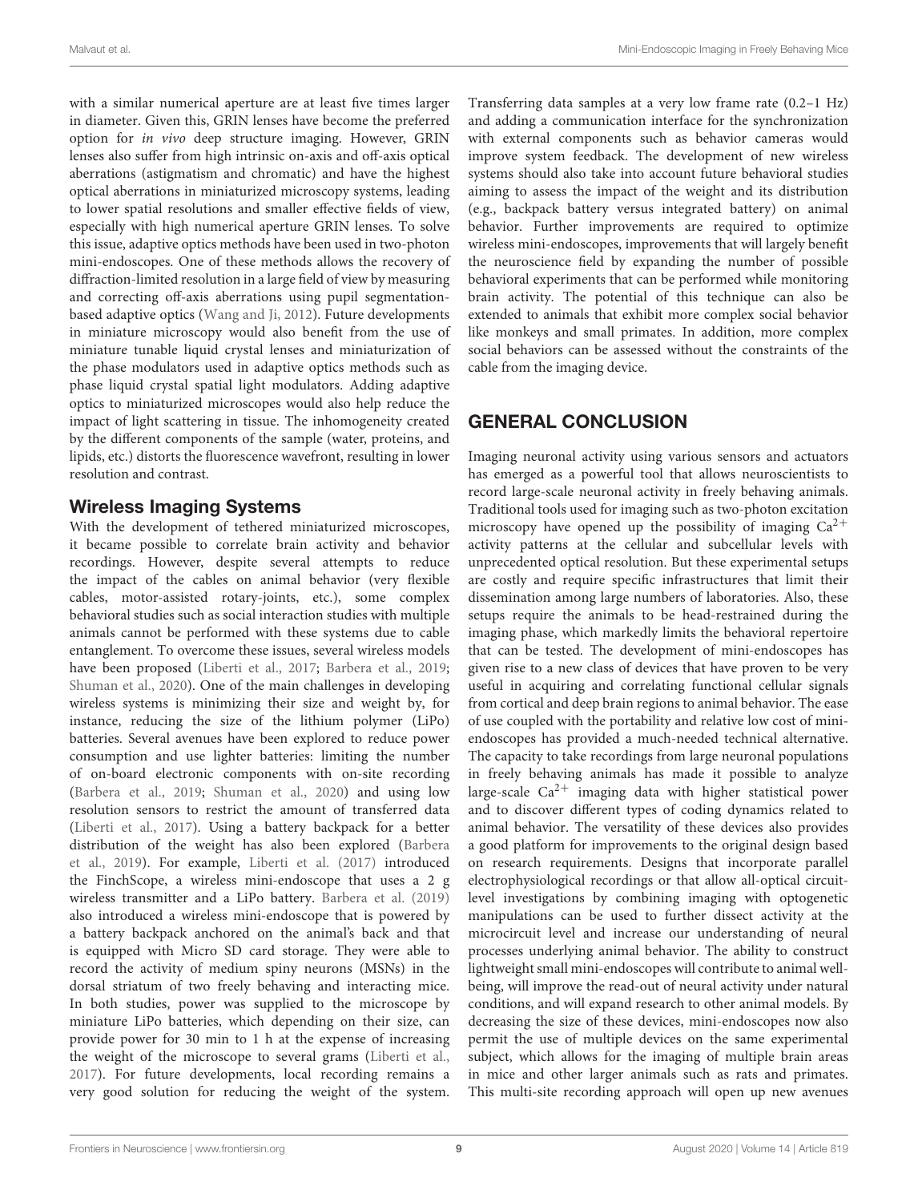with a similar numerical aperture are at least five times larger in diameter. Given this, GRIN lenses have become the preferred option for *in vivo* deep structure imaging. However, GRIN lenses also suffer from high intrinsic on-axis and off-axis optical aberrations (astigmatism and chromatic) and have the highest optical aberrations in miniaturized microscopy systems, leading to lower spatial resolutions and smaller effective fields of view, especially with high numerical aperture GRIN lenses. To solve this issue, adaptive optics methods have been used in two-photon mini-endoscopes. One of these methods allows the recovery of diffraction-limited resolution in a large field of view by measuring and correcting off-axis aberrations using pupil segmentation-based adaptive optics (Wang and Ji, 2012). Future developments in miniature microscopy would also benefit from the use of miniature tunable liquid crystal lenses and miniaturization of the phase modulators used in adaptive optics methods such as phase liquid crystal spatial light modulators. Adding adaptive optics to miniaturized microscopes would also help reduce the impact of light scattering in tissue. The inhomogeneity created by the different components of the sample (water, proteins, and lipids, etc.) distorts the fluorescence wavefront, resulting in lower resolution and contrast.

## Wireless Imaging Systems

With the development of tethered miniaturized microscopes, it became possible to correlate brain activity and behavior recordings. However, despite several attempts to reduce the impact of the cables on animal behavior (very flexible cables, motor-assisted rotary-joints, etc.), some complex behavioral studies such as social interaction studies with multiple animals cannot be performed with these systems due to cable entanglement. To overcome these issues, several wireless models have been proposed (Liberti et al., 2017; Barbera et al., 2019; Shuman et al., 2020). One of the main challenges in developing wireless systems is minimizing their size and weight by, for instance, reducing the size of the lithium polymer (LiPo) batteries. Several avenues have been explored to reduce power consumption and use lighter batteries: limiting the number of on-board electronic components with on-site recording (Barbera et al., 2019; Shuman et al., 2020) and using low resolution sensors to restrict the amount of transferred data (Liberti et al., 2017). Using a battery backpack for a better distribution of the weight has also been explored (Barbera et al., 2019). For example, Liberti et al. (2017) introduced the FinchScope, a wireless mini-endoscope that uses a 2 g wireless transmitter and a LiPo battery. Barbera et al. (2019) also introduced a wireless mini-endoscope that is powered by a battery backpack anchored on the animal's back and that is equipped with Micro SD card storage. They were able to record the activity of medium spiny neurons (MSNs) in the dorsal striatum of two freely behaving and interacting mice. In both studies, power was supplied to the microscope by miniature LiPo batteries, which depending on their size, can provide power for 30 min to 1 h at the expense of increasing the weight of the microscope to several grams (Liberti et al., 2017). For future developments, local recording remains a very good solution for reducing the weight of the system. Transferring data samples at a very low frame rate (0.2–1 Hz) and adding a communication interface for the synchronization with external components such as behavior cameras would improve system feedback. The development of new wireless systems should also take into account future behavioral studies aiming to assess the impact of the weight and its distribution (e.g., backpack battery versus integrated battery) on animal behavior. Further improvements are required to optimize wireless mini-endoscopes, improvements that will largely benefit the neuroscience field by expanding the number of possible behavioral experiments that can be performed while monitoring brain activity. The potential of this technique can also be extended to animals that exhibit more complex social behavior like monkeys and small primates. In addition, more complex social behaviors can be assessed without the constraints of the cable from the imaging device.

# GENERAL CONCLUSION

Imaging neuronal activity using various sensors and actuators has emerged as a powerful tool that allows neuroscientists to record large-scale neuronal activity in freely behaving animals. Traditional tools used for imaging such as two-photon excitation microscopy have opened up the possibility of imaging $Ca^{2+}$ activity patterns at the cellular and subcellular levels with unprecedented optical resolution. But these experimental setups are costly and require specific infrastructures that limit their dissemination among large numbers of laboratories. Also, these setups require the animals to be head-restrained during the imaging phase, which markedly limits the behavioral repertoire that can be tested. The development of mini-endoscopes has given rise to a new class of devices that have proven to be very useful in acquiring and correlating functional cellular signals from cortical and deep brain regions to animal behavior. The ease of use coupled with the portability and relative low cost of mini-endoscopes has provided a much-needed technical alternative. The capacity to take recordings from large neuronal populations in freely behaving animals has made it possible to analyze large-scale $Ca^{2+}$ imaging data with higher statistical power and to discover different types of coding dynamics related to animal behavior. The versatility of these devices also provides a good platform for improvements to the original design based on research requirements. Designs that incorporate parallel electrophysiological recordings or that allow all-optical circuit-level investigations by combining imaging with optogenetic manipulations can be used to further dissect activity at the microcircuit level and increase our understanding of neural processes underlying animal behavior. The ability to construct lightweight small mini-endoscopes will contribute to animal well-being, will improve the read-out of neural activity under natural conditions, and will expand research to other animal models. By decreasing the size of these devices, mini-endoscopes now also permit the use of multiple devices on the same experimental subject, which allows for the imaging of multiple brain areas in mice and other larger animals such as rats and primates. This multi-site recording approach will open up new avenues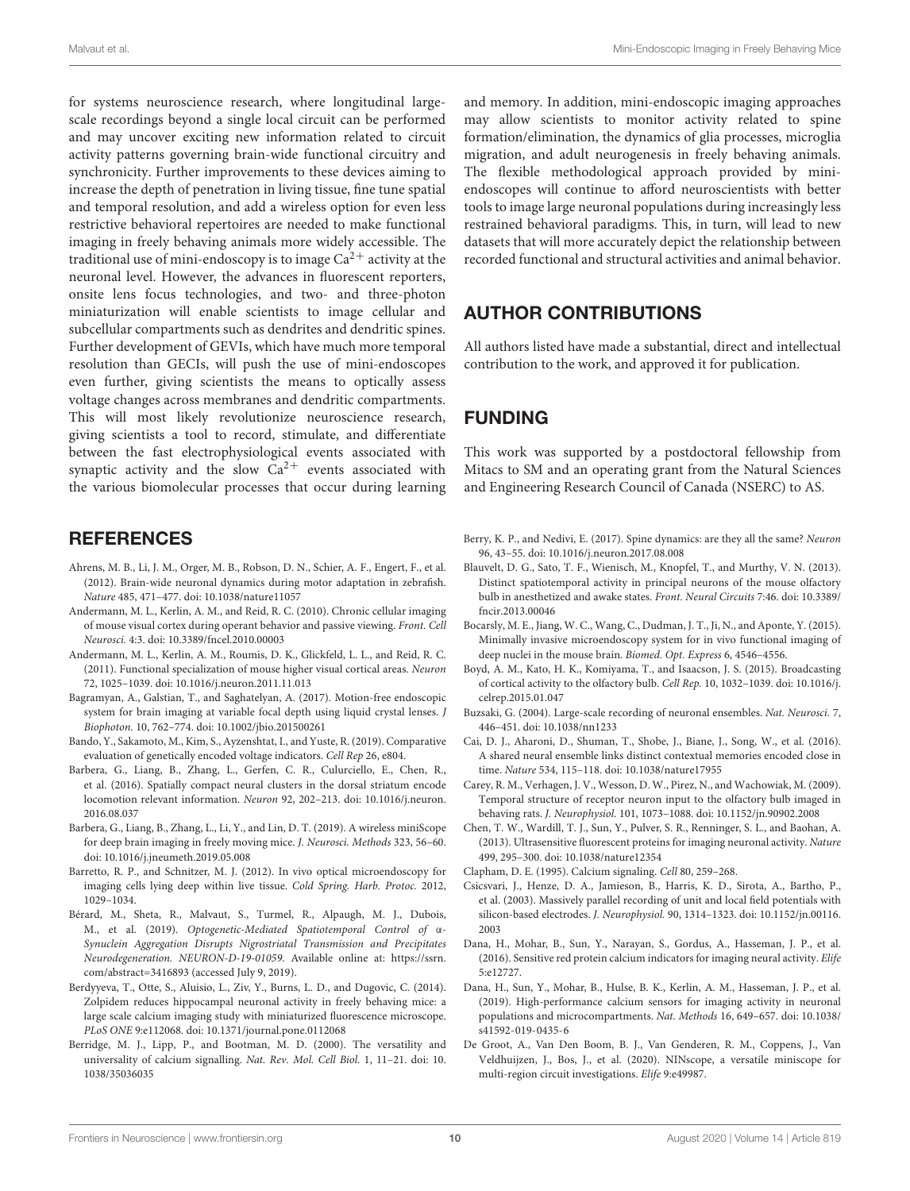for systems neuroscience research, where longitudinal large-scale recordings beyond a single local circuit can be performed and may uncover exciting new information related to circuit activity patterns governing brain-wide functional circuitry and synchronicity. Further improvements to these devices aiming to increase the depth of penetration in living tissue, fine tune spatial and temporal resolution, and add a wireless option for even less restrictive behavioral repertoires are needed to make functional imaging in freely behaving animals more widely accessible. The traditional use of mini-endoscopy is to image $Ca^{2+}$ activity at the neuronal level. However, the advances in fluorescent reporters, onsite lens focus technologies, and two- and three-photon miniaturization will enable scientists to image cellular and subcellular compartments such as dendrites and dendritic spines. Further development of GEVIs, which have much more temporal resolution than GECIs, will push the use of mini-endoscopes even further, giving scientists the means to optically assess voltage changes across membranes and dendritic compartments. This will most likely revolutionize neuroscience research, giving scientists a tool to record, stimulate, and differentiate between the fast electrophysiological events associated with synaptic activity and the slow $Ca^{2+}$ events associated with the various biomolecular processes that occur during learning and memory. In addition, mini-endoscopic imaging approaches may allow scientists to monitor activity related to spine formation/elimination, the dynamics of glia processes, microglia migration, and adult neurogenesis in freely behaving animals. The flexible methodological approach provided by mini-endoscopes will continue to afford neuroscientists with better tools to image large neuronal populations during increasingly less restrained behavioral paradigms. This, in turn, will lead to new datasets that will more accurately depict the relationship between recorded functional and structural activities and animal behavior.

## AUTHOR CONTRIBUTIONS

All authors listed have made a substantial, direct and intellectual contribution to the work, and approved it for publication.

## FUNDING

This work was supported by a postdoctoral fellowship from Mitacs to SM and an operating grant from the Natural Sciences and Engineering Research Council of Canada (NSERC) to AS.

## REFERENCES

Ahrens, M. B., Li, J. M., Orger, M. B., Robson, D. N., Schier, A. F., Engert, F., et al. (2012). Brain-wide neuronal dynamics during motor adaptation in zebrafish. *Nature* 485, 471–477. doi: 10.1038/nature11057

Andermann, M. L., Kerlin, A. M., and Reid, R. C. (2010). Chronic cellular imaging of mouse visual cortex during operant behavior and passive viewing. *Front. Cell Neurosci.* 4:3. doi: 10.3389/fncel.2010.00003

Andermann, M. L., Kerlin, A. M., Roumis, D. K., Glickfeld, L. L., and Reid, R. C. (2011). Functional specialization of mouse higher visual cortical areas. *Neuron* 72, 1025–1039. doi: 10.1016/j.neuron.2011.11.013

Bagramyan, A., Galstian, T., and Saghatelyan, A. (2017). Motion-free endoscopic system for brain imaging at variable focal depth using liquid crystal lenses. *J Biophoton.* 10, 762–774. doi: 10.1002/jbio.201500261

Bando, Y., Sakamoto, M., Kim, S., Ayzenshtat, I., and Yuste, R. (2019). Comparative evaluation of genetically encoded voltage indicators. *Cell Rep* 26, e804.

Barbera, G., Liang, B., Zhang, L., Gerfen, C. R., Culurciello, E., Chen, R., et al. (2016). Spatially compact neural clusters in the dorsal striatum encode locomotion relevant information. *Neuron* 92, 202–213. doi: 10.1016/j.neuron.2016.08.037

Barbera, G., Liang, B., Zhang, L., Li, Y., and Lin, D. T. (2019). A wireless miniScope for deep brain imaging in freely moving mice. *J. Neurosci. Methods* 323, 56–60. doi: 10.1016/j.jneumeth.2019.05.008

Barretto, R. P., and Schnitzer, M. J. (2012). In vivo optical microendoscopy for imaging cells lying deep within live tissue. *Cold Spring. Harb. Protoc.* 2012, 1029–1034.

Bérard, M., Sheta, R., Malvaut, S., Turmel, R., Alpaugh, M. J., Dubois, M., et al. (2019). *Optogenetic-Mediated Spatiotemporal Control of α-Synuclein Aggregation Disrupts Nigrostriatal Transmission and Precipitates Neurodegeneration. NEURON-D-19-01059*. Available online at: https://ssrn.com/abstract=3416893 (accessed July 9, 2019).

Berdyyeva, T., Otte, S., Aluisio, L., Ziv, Y., Burns, L. D., and Dugovic, C. (2014). Zolpidem reduces hippocampal neuronal activity in freely behaving mice: a large scale calcium imaging study with miniaturized fluorescence microscope. *PLoS ONE* 9:e112068. doi: 10.1371/journal.pone.0112068

Berridge, M. J., Lipp, P., and Bootman, M. D. (2000). The versatility and universality of calcium signalling. *Nat. Rev. Mol. Cell Biol.* 1, 11–21. doi: 10.1038/35036035

Berry, K. P., and Nedivi, E. (2017). Spine dynamics: are they all the same? *Neuron* 96, 43–55. doi: 10.1016/j.neuron.2017.08.008

Blauvelt, D. G., Sato, T. F., Wienisch, M., Knopfel, T., and Murthy, V. N. (2013). Distinct spatiotemporal activity in principal neurons of the mouse olfactory bulb in anesthetized and awake states. *Front. Neural Circuits* 7:46. doi: 10.3389/fncir.2013.00046

Bocarsly, M. E., Jiang, W. C., Wang, C., Dudman, J. T., Ji, N., and Aponte, Y. (2015). Minimally invasive microendoscopy system for in vivo functional imaging of deep nuclei in the mouse brain. *Biomed. Opt. Express* 6, 4546–4556.

Boyd, A. M., Kato, H. K., Komiyama, T., and Isaacson, J. S. (2015). Broadcasting of cortical activity to the olfactory bulb. *Cell Rep.* 10, 1032–1039. doi: 10.1016/j.celrep.2015.01.047

Buzsaki, G. (2004). Large-scale recording of neuronal ensembles. *Nat. Neurosci.* 7, 446–451. doi: 10.1038/nn1233

Cai, D. J., Aharoni, D., Shuman, T., Shobe, J., Biane, J., Song, W., et al. (2016). A shared neural ensemble links distinct contextual memories encoded close in time. *Nature* 534, 115–118. doi: 10.1038/nature17955

Carey, R. M., Verhagen, J. V., Wesson, D. W., Pirez, N., and Wachowiak, M. (2009). Temporal structure of receptor neuron input to the olfactory bulb imaged in behaving rats. *J. Neurophysiol.* 101, 1073–1088. doi: 10.1152/jn.90902.2008

Chen, T. W., Wardill, T. J., Sun, Y., Pulver, S. R., Renninger, S. L., and Baohan, A. (2013). Ultrasensitive fluorescent proteins for imaging neuronal activity. *Nature* 499, 295–300. doi: 10.1038/nature12354

Clapham, D. E. (1995). Calcium signaling. *Cell* 80, 259–268.

Csicsvari, J., Henze, D. A., Jamieson, B., Harris, K. D., Sirota, A., Bartho, P., et al. (2003). Massively parallel recording of unit and local field potentials with silicon-based electrodes. *J. Neurophysiol.* 90, 1314–1323. doi: 10.1152/jn.00116.2003

Dana, H., Mohar, B., Sun, Y., Narayan, S., Gordus, A., Hasseman, J. P., et al. (2016). Sensitive red protein calcium indicators for imaging neural activity. *Elife* 5:e12727.

Dana, H., Sun, Y., Mohar, B., Hulse, B. K., Kerlin, A. M., Hasseman, J. P., et al. (2019). High-performance calcium sensors for imaging activity in neuronal populations and microcompartments. *Nat. Methods* 16, 649–657. doi: 10.1038/s41592-019-0435-6

De Groot, A., Van Den Boom, B. J., Van Genderen, R. M., Coppens, J., Van Veldhuijzen, J., Bos, J., et al. (2020). NINscope, a versatile miniscope for multi-region circuit investigations. *Elife* 9:e49987.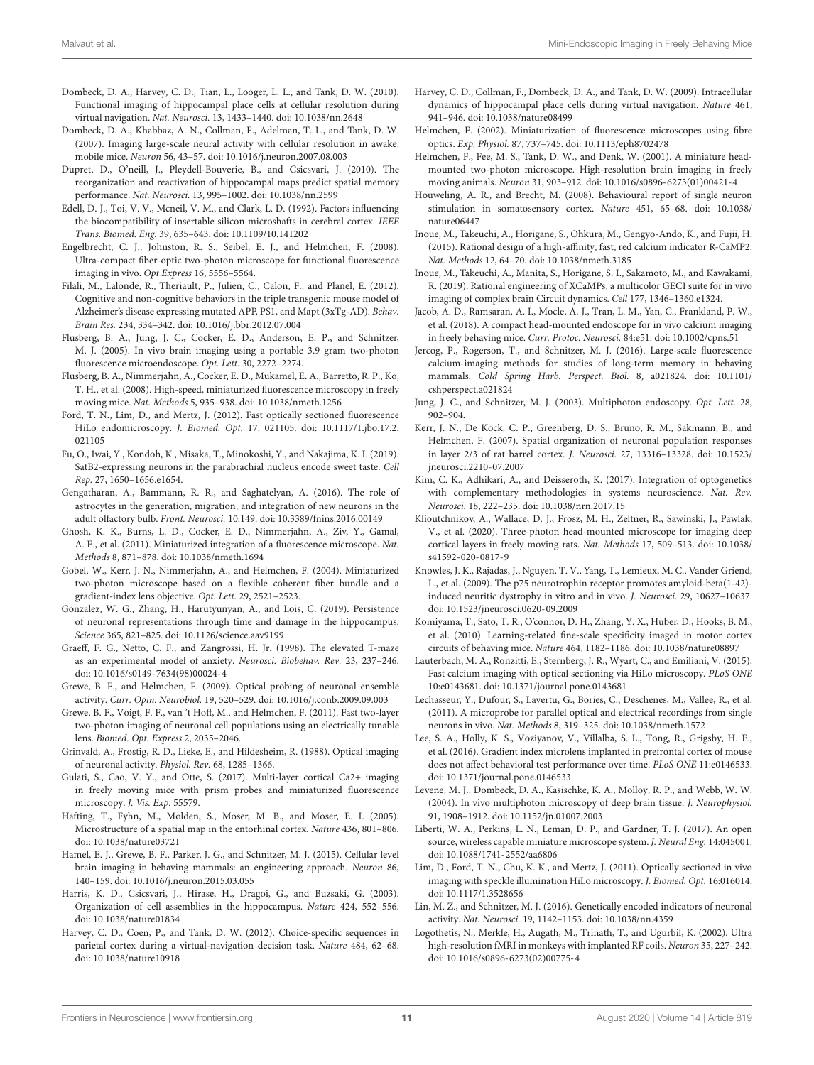Dombeck, D. A., Harvey, C. D., Tian, L., Looger, L. L., and Tank, D. W. (2010). Functional imaging of hippocampal place cells at cellular resolution during virtual navigation. *Nat. Neurosci.* 13, 1433–1440. doi: 10.1038/nn.2648

Dombeck, D. A., Khabbaz, A. N., Collman, F., Adelman, T. L., and Tank, D. W. (2007). Imaging large-scale neural activity with cellular resolution in awake, mobile mice. *Neuron* 56, 43–57. doi: 10.1016/j.neuron.2007.08.003

Dupret, D., O'neill, J., Pleydell-Bouverie, B., and Csicsvari, J. (2010). The reorganization and reactivation of hippocampal maps predict spatial memory performance. *Nat. Neurosci.* 13, 995–1002. doi: 10.1038/nn.2599

Edell, D. J., Toi, V. V., Mcneil, V. M., and Clark, L. D. (1992). Factors influencing the biocompatibility of insertable silicon microshafts in cerebral cortex. *IEEE Trans. Biomed. Eng.* 39, 635–643. doi: 10.1109/10.141202

Engelbrecht, C. J., Johnston, R. S., Seibel, E. J., and Helmchen, F. (2008). Ultra-compact fiber-optic two-photon microscope for functional fluorescence imaging in vivo. *Opt Express* 16, 5556–5564.

Filali, M., Lalonde, R., Theriault, P., Julien, C., Calon, F., and Planel, E. (2012). Cognitive and non-cognitive behaviors in the triple transgenic mouse model of Alzheimer's disease expressing mutated APP, PS1, and Mapt (3xTg-AD). *Behav. Brain Res.* 234, 334–342. doi: 10.1016/j.bbr.2012.07.004

Flusberg, B. A., Jung, J. C., Cocker, E. D., Anderson, E. P., and Schnitzer, M. J. (2005). In vivo brain imaging using a portable 3.9 gram two-photon fluorescence microendoscope. *Opt. Lett.* 30, 2272–2274.

Flusberg, B. A., Nimmerjahn, A., Cocker, E. D., Mukamel, E. A., Barretto, R. P., Ko, T. H., et al. (2008). High-speed, miniaturized fluorescence microscopy in freely moving mice. *Nat. Methods* 5, 935–938. doi: 10.1038/nmeth.1256

Ford, T. N., Lim, D., and Mertz, J. (2012). Fast optically sectioned fluorescence HiLo endomicroscopy. *J. Biomed. Opt.* 17, 021105. doi: 10.1117/1.jbo.17.2.021105

Fu, O., Iwai, Y., Kondoh, K., Misaka, T., Minokoshi, Y., and Nakajima, K. I. (2019). SatB2-expressing neurons in the parabrachial nucleus encode sweet taste. *Cell Rep.* 27, 1650–1656.e1654.

Gengatharan, A., Bammann, R. R., and Saghatelyan, A. (2016). The role of astrocytes in the generation, migration, and integration of new neurons in the adult olfactory bulb. *Front. Neurosci.* 10:149. doi: 10.3389/fnins.2016.00149

Ghosh, K. K., Burns, L. D., Cocker, E. D., Nimmerjahn, A., Ziv, Y., Gamal, A. E., et al. (2011). Miniaturized integration of a fluorescence microscope. *Nat. Methods* 8, 871–878. doi: 10.1038/nmeth.1694

Gobel, W., Kerr, J. N., Nimmerjahn, A., and Helmchen, F. (2004). Miniaturized two-photon microscope based on a flexible coherent fiber bundle and a gradient-index lens objective. *Opt. Lett.* 29, 2521–2523.

Gonzalez, W. G., Zhang, H., Harutyunyan, A., and Lois, C. (2019). Persistence of neuronal representations through time and damage in the hippocampus. *Science* 365, 821–825. doi: 10.1126/science.aav9199

Graeff, F. G., Netto, C. F., and Zangrossi, H. Jr. (1998). The elevated T-maze as an experimental model of anxiety. *Neurosci. Biobehav. Rev.* 23, 237–246. doi: 10.1016/s0149-7634(98)00024-4

Grewe, B. F., and Helmchen, F. (2009). Optical probing of neuronal ensemble activity. *Curr. Opin. Neurobiol.* 19, 520–529. doi: 10.1016/j.conb.2009.09.003

Grewe, B. F., Voigt, F. F., van 't Hoff, M., and Helmchen, F. (2011). Fast two-layer two-photon imaging of neuronal cell populations using an electrically tunable lens. *Biomed. Opt. Express* 2, 2035–2046.

Grinvald, A., Frostig, R. D., Lieke, E., and Hildesheim, R. (1988). Optical imaging of neuronal activity. *Physiol. Rev.* 68, 1285–1366.

Gulati, S., Cao, V. Y., and Otte, S. (2017). Multi-layer cortical Ca2+ imaging in freely moving mice with prism probes and miniaturized fluorescence microscopy. *J. Vis. Exp.* 55579.

Hafting, T., Fyhn, M., Molden, S., Moser, M. B., and Moser, E. I. (2005). Microstructure of a spatial map in the entorhinal cortex. *Nature* 436, 801–806. doi: 10.1038/nature03721

Hamel, E. J., Grewe, B. F., Parker, J. G., and Schnitzer, M. J. (2015). Cellular level brain imaging in behaving mammals: an engineering approach. *Neuron* 86, 140–159. doi: 10.1016/j.neuron.2015.03.055

Harris, K. D., Csicsvari, J., Hirase, H., Dragoi, G., and Buzsaki, G. (2003). Organization of cell assemblies in the hippocampus. *Nature* 424, 552–556. doi: 10.1038/nature01834

Harvey, C. D., Coen, P., and Tank, D. W. (2012). Choice-specific sequences in parietal cortex during a virtual-navigation decision task. *Nature* 484, 62–68. doi: 10.1038/nature10918

Harvey, C. D., Collman, F., Dombeck, D. A., and Tank, D. W. (2009). Intracellular dynamics of hippocampal place cells during virtual navigation. *Nature* 461, 941–946. doi: 10.1038/nature08499

Helmchen, F. (2002). Miniaturization of fluorescence microscopes using fibre optics. *Exp. Physiol.* 87, 737–745. doi: 10.1113/eph8702478

Helmchen, F., Fee, M. S., Tank, D. W., and Denk, W. (2001). A miniature head-mounted two-photon microscope. High-resolution brain imaging in freely moving animals. *Neuron* 31, 903–912. doi: 10.1016/s0896-6273(01)00421-4

Houweling, A. R., and Brecht, M. (2008). Behavioural report of single neuron stimulation in somatosensory cortex. *Nature* 451, 65–68. doi: 10.1038/nature06447

Inoue, M., Takeuchi, A., Horigane, S., Ohkura, M., Gengyo-Ando, K., and Fujii, H. (2015). Rational design of a high-affinity, fast, red calcium indicator R-CaMP2. *Nat. Methods* 12, 64–70. doi: 10.1038/nmeth.3185

Inoue, M., Takeuchi, A., Manita, S., Horigane, S. I., Sakamoto, M., and Kawakami, R. (2019). Rational engineering of XCaMPs, a multicolor GECI suite for in vivo imaging of complex brain Circuit dynamics. *Cell* 177, 1346–1360.e1324.

Jacob, A. D., Ramsaran, A. I., Mocle, A. J., Tran, L. M., Yan, C., Frankland, P. W., et al. (2018). A compact head-mounted endoscope for in vivo calcium imaging in freely behaving mice. *Curr. Protoc. Neurosci.* 84:e51. doi: 10.1002/cpns.51

Jercog, P., Rogerson, T., and Schnitzer, M. J. (2016). Large-scale fluorescence calcium-imaging methods for studies of long-term memory in behaving mammals. *Cold Spring Harb. Perspect. Biol.* 8, a021824. doi: 10.1101/cshperspect.a021824

Jung, J. C., and Schnitzer, M. J. (2003). Multiphoton endoscopy. *Opt. Lett.* 28, 902–904.

Kerr, J. N., De Kock, C. P., Greenberg, D. S., Bruno, R. M., Sakmann, B., and Helmchen, F. (2007). Spatial organization of neuronal population responses in layer 2/3 of rat barrel cortex. *J. Neurosci.* 27, 13316–13328. doi: 10.1523/jneurosci.2210-07.2007

Kim, C. K., Adhikari, A., and Deisseroth, K. (2017). Integration of optogenetics with complementary methodologies in systems neuroscience. *Nat. Rev. Neurosci.* 18, 222–235. doi: 10.1038/nrn.2017.15

Klioutchnikov, A., Wallace, D. J., Frosz, M. H., Zeltner, R., Sawinski, J., Pawlak, V., et al. (2020). Three-photon head-mounted microscope for imaging deep cortical layers in freely moving rats. *Nat. Methods* 17, 509–513. doi: 10.1038/s41592-020-0817-9

Knowles, J. K., Rajadas, J., Nguyen, T. V., Yang, T., Lemieux, M. C., Vander Griend, L., et al. (2009). The p75 neurotrophin receptor promotes amyloid-beta(1-42)-induced neuritic dystrophy in vitro and in vivo. *J. Neurosci.* 29, 10627–10637. doi: 10.1523/jneurosci.0620-09.2009

Komiyama, T., Sato, T. R., O'connor, D. H., Zhang, Y. X., Huber, D., Hooks, B. M., et al. (2010). Learning-related fine-scale specificity imaged in motor cortex circuits of behaving mice. *Nature* 464, 1182–1186. doi: 10.1038/nature08897

Lauterbach, M. A., Ronzitti, E., Sternberg, J. R., Wyart, C., and Emiliani, V. (2015). Fast calcium imaging with optical sectioning via HiLo microscopy. *PLoS ONE* 10:e0143681. doi: 10.1371/journal.pone.0143681

Lechasseur, Y., Dufour, S., Lavertu, G., Bories, C., Deschenes, M., Vallee, R., et al. (2011). A microprobe for parallel optical and electrical recordings from single neurons in vivo. *Nat. Methods* 8, 319–325. doi: 10.1038/nmeth.1572

Lee, S. A., Holly, K. S., Voziyanov, V., Villalba, S. L., Tong, R., Grigsby, H. E., et al. (2016). Gradient index microlens implanted in prefrontal cortex of mouse does not affect behavioral test performance over time. *PLoS ONE* 11:e0146533. doi: 10.1371/journal.pone.0146533

Levene, M. J., Dombeck, D. A., Kasischke, K. A., Molloy, R. P., and Webb, W. W. (2004). In vivo multiphoton microscopy of deep brain tissue. *J. Neurophysiol.* 91, 1908–1912. doi: 10.1152/jn.01007.2003

Liberti, W. A., Perkins, L. N., Leman, D. P., and Gardner, T. J. (2017). An open source, wireless capable miniature microscope system. *J. Neural Eng.* 14:045001. doi: 10.1088/1741-2552/aa6806

Lim, D., Ford, T. N., Chu, K. K., and Mertz, J. (2011). Optically sectioned in vivo imaging with speckle illumination HiLo microscopy. *J. Biomed. Opt.* 16:016014. doi: 10.1117/1.3528656

Lin, M. Z., and Schnitzer, M. J. (2016). Genetically encoded indicators of neuronal activity. *Nat. Neurosci.* 19, 1142–1153. doi: 10.1038/nn.4359

Logothetis, N., Merkle, H., Augath, M., Trinath, T., and Ugurbil, K. (2002). Ultra high-resolution fMRI in monkeys with implanted RF coils. *Neuron* 35, 227–242. doi: 10.1016/s0896-6273(02)00775-4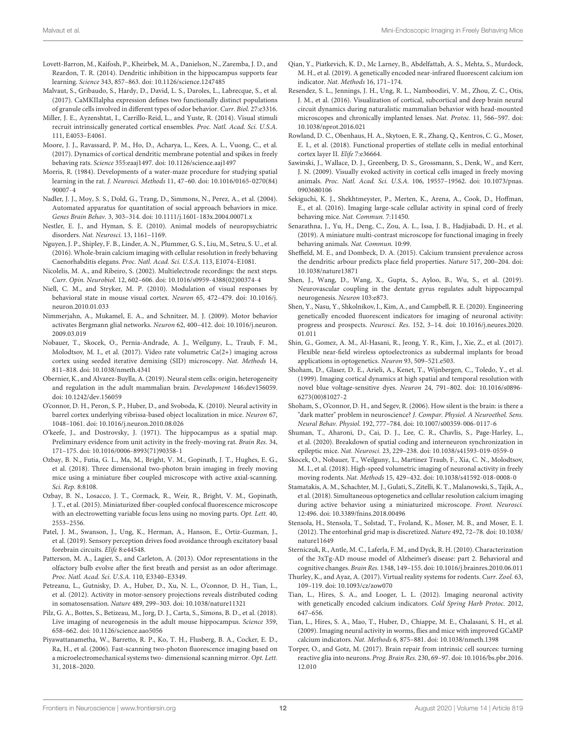Lovett-Barron, M., Kaifosh, P., Kheirbek, M. A., Danielson, N., Zaremba, J. D., and Reardon, T. R. (2014). Dendritic inhibition in the hippocampus supports fear learning. *Science* 343, 857–863. doi: 10.1126/science.1247485

Malvaut, S., Gribaudo, S., Hardy, D., David, L. S., Daroles, L., Labrecque, S., et al. (2017). CaMKIIalpha expression defines two functionally distinct populations of granule cells involved in different types of odor behavior. *Curr. Biol.* 27:e3316.

Miller, J. E., Ayzenshtat, I., Carrillo-Reid, L., and Yuste, R. (2014). Visual stimuli recruit intrinsically generated cortical ensembles. *Proc. Natl. Acad. Sci. U.S.A.* 111, E4053–E4061.

Moore, J. J., Ravassard, P. M., Ho, D., Acharya, L., Kees, A. L., Vuong, C., et al. (2017). Dynamics of cortical dendritic membrane potential and spikes in freely behaving rats. *Science* 355:eaaj1497. doi: 10.1126/science.aaj1497

Morris, R. (1984). Developments of a water-maze procedure for studying spatial learning in the rat. *J. Neurosci. Methods* 11, 47–60. doi: 10.1016/0165-0270(84)90007-4

Nadler, J. J., Moy, S. S., Dold, G., Trang, D., Simmons, N., Perez, A., et al. (2004). Automated apparatus for quantitation of social approach behaviors in mice. *Genes Brain Behav.* 3, 303–314. doi: 10.1111/j.1601-183x.2004.00071.x

Nestler, E. J., and Hyman, S. E. (2010). Animal models of neuropsychiatric disorders. *Nat. Neurosci.* 13, 1161–1169.

Nguyen, J. P., Shipley, F. B., Linder, A. N., Plummer, G. S., Liu, M., Setru, S. U., et al. (2016). Whole-brain calcium imaging with cellular resolution in freely behaving Caenorhabditis elegans. *Proc. Natl. Acad. Sci. U.S.A.* 113, E1074–E1081.

Nicolelis, M. A., and Ribeiro, S. (2002). Multielectrode recordings: the next steps. *Curr. Opin. Neurobiol.* 12, 602–606. doi: 10.1016/s0959-4388(02)00374-4

Niell, C. M., and Stryker, M. P. (2010). Modulation of visual responses by behavioral state in mouse visual cortex. *Neuron* 65, 472–479. doi: 10.1016/j.neuron.2010.01.033

Nimmerjahn, A., Mukamel, E. A., and Schnitzer, M. J. (2009). Motor behavior activates Bergmann glial networks. *Neuron* 62, 400–412. doi: 10.1016/j.neuron.2009.03.019

Nobauer, T., Skocek, O., Pernia-Andrade, A. J., Weilguny, L., Traub, F. M., Molodtsov, M. I., et al. (2017). Video rate volumetric Ca(2+) imaging across cortex using seeded iterative demixing (SID) microscopy. *Nat. Methods* 14, 811–818. doi: 10.1038/nmeth.4341

Obernier, K., and Alvarez-Buylla, A. (2019). Neural stem cells: origin, heterogeneity and regulation in the adult mammalian brain. *Development* 146:dev156059. doi: 10.1242/dev.156059

O'connor, D. H., Peron, S. P., Huber, D., and Svoboda, K. (2010). Neural activity in barrel cortex underlying vibrissa-based object localization in mice. *Neuron* 67, 1048–1061. doi: 10.1016/j.neuron.2010.08.026

O'keefe, J., and Dostrovsky, J. (1971). The hippocampus as a spatial map. Preliminary evidence from unit activity in the freely-moving rat. *Brain Res.* 34, 171–175. doi: 10.1016/0006-8993(71)90358-1

Ozbay, B. N., Futia, G. L., Ma, M., Bright, V. M., Gopinath, J. T., Hughes, E. G., et al. (2018). Three dimensional two-photon brain imaging in freely moving mice using a miniature fiber coupled microscope with active axial-scanning. *Sci. Rep.* 8:8108.

Ozbay, B. N., Losacco, J. T., Cormack, R., Weir, R., Bright, V. M., Gopinath, J. T., et al. (2015). Miniaturized fiber-coupled confocal fluorescence microscope with an electrowetting variable focus lens using no moving parts. *Opt. Lett.* 40, 2553–2556.

Patel, J. M., Swanson, J., Ung, K., Herman, A., Hanson, E., Ortiz-Guzman, J., et al. (2019). Sensory perception drives food avoidance through excitatory basal forebrain circuits. *Elife* 8:e44548.

Patterson, M. A., Lagier, S., and Carleton, A. (2013). Odor representations in the olfactory bulb evolve after the first breath and persist as an odor afterimage. *Proc. Natl. Acad. Sci. U.S.A.* 110, E3340–E3349.

Petreanu, L., Gutnisky, D. A., Huber, D., Xu, N. L., O'connor, D. H., Tian, L., et al. (2012). Activity in motor-sensory projections reveals distributed coding in somatosensation. *Nature* 489, 299–303. doi: 10.1038/nature11321

Pilz, G. A., Bottes, S., Betizeau, M., Jorg, D. J., Carta, S., Simons, B. D., et al. (2018). Live imaging of neurogenesis in the adult mouse hippocampus. *Science* 359, 658–662. doi: 10.1126/science.aao5056

Piyawattanametha, W., Barretto, R. P., Ko, T. H., Flusberg, B. A., Cocker, E. D., Ra, H., et al. (2006). Fast-scanning two-photon fluorescence imaging based on a microelectromechanical systems two- dimensional scanning mirror. *Opt. Lett.* 31, 2018–2020.

Qian, Y., Piatkevich, K. D., Mc Larney, B., Abdelfattah, A. S., Mehta, S., Murdock, M. H., et al. (2019). A genetically encoded near-infrared fluorescent calcium ion indicator. *Nat. Methods* 16, 171–174.

Resendez, S. L., Jennings, J. H., Ung, R. L., Namboodiri, V. M., Zhou, Z. C., Otis, J. M., et al. (2016). Visualization of cortical, subcortical and deep brain neural circuit dynamics during naturalistic mammalian behavior with head-mounted microscopes and chronically implanted lenses. *Nat. Protoc.* 11, 566–597. doi: 10.1038/nprot.2016.021

Rowland, D. C., Obenhaus, H. A., Skytoen, E. R., Zhang, Q., Kentros, C. G., Moser, E. I., et al. (2018). Functional properties of stellate cells in medial entorhinal cortex layer II. *Elife* 7:e36664.

Sawinski, J., Wallace, D. J., Greenberg, D. S., Grossmann, S., Denk, W., and Kerr, J. N. (2009). Visually evoked activity in cortical cells imaged in freely moving animals. *Proc. Natl. Acad. Sci. U.S.A.* 106, 19557–19562. doi: 10.1073/pnas.0903680106

Sekiguchi, K. J., Shekhtmeyster, P., Merten, K., Arena, A., Cook, D., Hoffman, E., et al. (2016). Imaging large-scale cellular activity in spinal cord of freely behaving mice. *Nat. Commun.* 7:11450.

Senarathna, J., Yu, H., Deng, C., Zou, A. L., Issa, J. B., Hadjiabadi, D. H., et al. (2019). A miniature multi-contrast microscope for functional imaging in freely behaving animals. *Nat. Commun.* 10:99.

Sheffield, M. E., and Dombeck, D. A. (2015). Calcium transient prevalence across the dendritic arbour predicts place field properties. *Nature* 517, 200–204. doi: 10.1038/nature13871

Shen, J., Wang, D., Wang, X., Gupta, S., Ayloo, B., Wu, S., et al. (2019). Neurovascular coupling in the dentate gyrus regulates adult hippocampal neurogenesis. *Neuron* 103:e873.

Shen, Y., Nasu, Y., Shkolnikov, I., Kim, A., and Campbell, R. E. (2020). Engineering genetically encoded fluorescent indicators for imaging of neuronal activity: progress and prospects. *Neurosci. Res.* 152, 3–14. doi: 10.1016/j.neures.2020.01.011

Shin, G., Gomez, A. M., Al-Hasani, R., Jeong, Y. R., Kim, J., Xie, Z., et al. (2017). Flexible near-field wireless optoelectronics as subdermal implants for broad applications in optogenetics. *Neuron* 93, 509–521.e503.

Shoham, D., Glaser, D. E., Arieli, A., Kenet, T., Wijnbergen, C., Toledo, Y., et al. (1999). Imaging cortical dynamics at high spatial and temporal resolution with novel blue voltage-sensitive dyes. *Neuron* 24, 791–802. doi: 10.1016/s0896-6273(00)81027-2

Shoham, S., O'connor, D. H., and Segev, R. (2006). How silent is the brain: is there a "dark matter" problem in neuroscience? *J. Compar. Physiol. A Neuroethol. Sens. Neural Behav. Physiol.* 192, 777–784. doi: 10.1007/s00359-006-0117-6

Shuman, T., Aharoni, D., Cai, D. J., Lee, C. R., Chavlis, S., Page-Harley, L., et al. (2020). Breakdown of spatial coding and interneuron synchronization in epileptic mice. *Nat. Neurosci.* 23, 229–238. doi: 10.1038/s41593-019-0559-0

Skocek, O., Nobauer, T., Weilguny, L., Martinez Traub, F., Xia, C. N., Molodtsov, M. I., et al. (2018). High-speed volumetric imaging of neuronal activity in freely moving rodents. *Nat. Methods* 15, 429–432. doi: 10.1038/s41592-018-0008-0

Stamatakis, A. M., Schachter, M. J., Gulati, S., Zitelli, K. T., Malanowski, S., Tajik, A., et al. (2018). Simultaneous optogenetics and cellular resolution calcium imaging during active behavior using a miniaturized microscope. *Front. Neurosci.* 12:496. doi: 10.3389/fnins.2018.00496

Stensola, H., Stensola, T., Solstad, T., Froland, K., Moser, M. B., and Moser, E. I. (2012). The entorhinal grid map is discretized. *Nature* 492, 72–78. doi: 10.1038/nature11649

Sterniczuk, R., Antle, M. C., Laferla, F. M., and Dyck, R. H. (2010). Characterization of the 3xTg-AD mouse model of Alzheimer's disease: part 2. Behavioral and cognitive changes. *Brain Res.* 1348, 149–155. doi: 10.1016/j.brainres.2010.06.011

Thurley, K., and Ayaz, A. (2017). Virtual reality systems for rodents. *Curr. Zool.* 63, 109–119. doi: 10.1093/cz/zow070

Tian, L., Hires, S. A., and Looger, L. L. (2012). Imaging neuronal activity with genetically encoded calcium indicators. *Cold Spring Harb Protoc.* 2012, 647–656.

Tian, L., Hires, S. A., Mao, T., Huber, D., Chiappe, M. E., Chalasani, S. H., et al. (2009). Imaging neural activity in worms, flies and mice with improved GCaMP calcium indicators. *Nat. Methods* 6, 875–881. doi: 10.1038/nmeth.1398

Torper, O., and Gotz, M. (2017). Brain repair from intrinsic cell sources: turning reactive glia into neurons. *Prog. Brain Res.* 230, 69–97. doi: 10.1016/bs.pbr.2016.12.010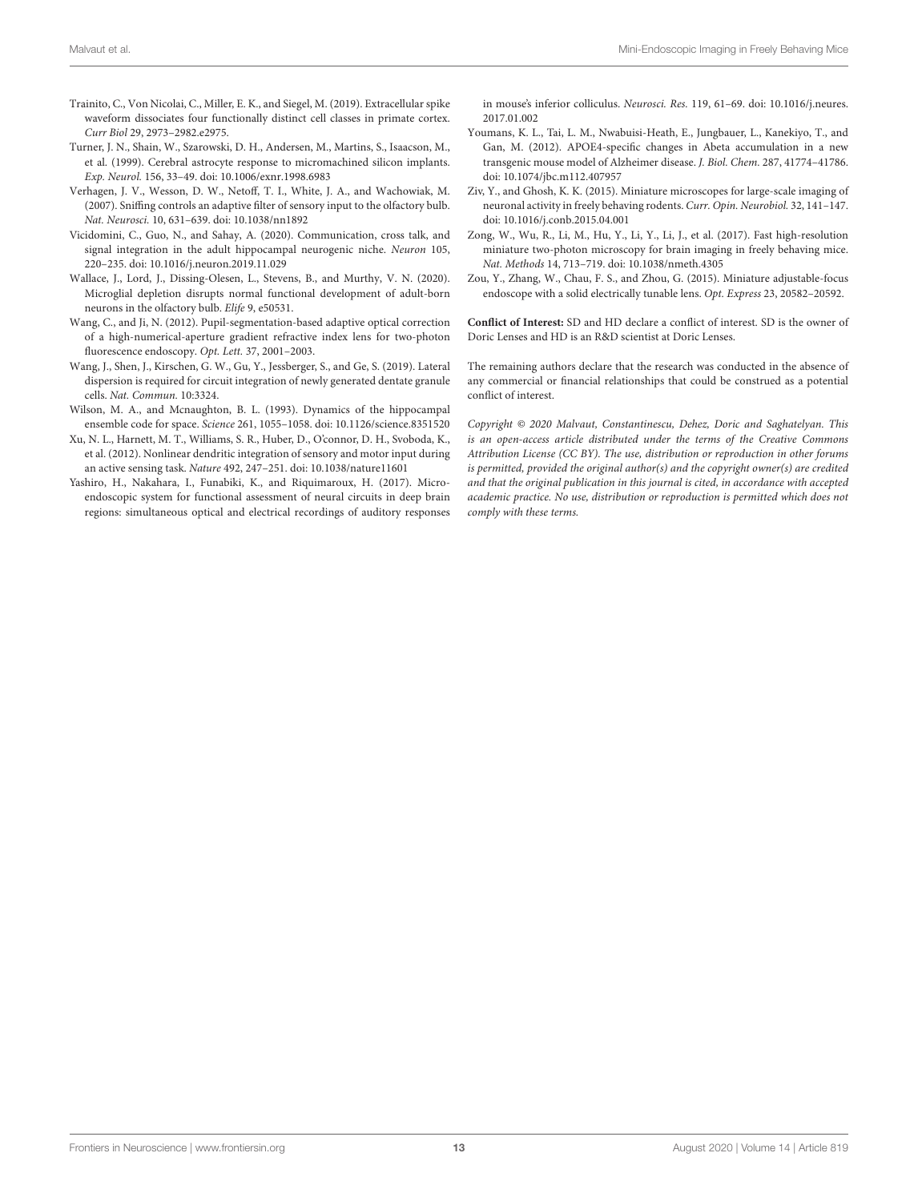Trainito, C., Von Nicolai, C., Miller, E. K., and Siegel, M. (2019). Extracellular spike waveform dissociates four functionally distinct cell classes in primate cortex. *Curr Biol* 29, 2973–2982.e2975.

Turner, J. N., Shain, W., Szarowski, D. H., Andersen, M., Martins, S., Isaacson, M., et al. (1999). Cerebral astrocyte response to micromachined silicon implants. *Exp. Neurol.* 156, 33–49. doi: 10.1006/exnr.1998.6983

Verhagen, J. V., Wesson, D. W., Netoff, T. I., White, J. A., and Wachowiak, M. (2007). Sniffing controls an adaptive filter of sensory input to the olfactory bulb. *Nat. Neurosci.* 10, 631–639. doi: 10.1038/nn1892

Vicidomini, C., Guo, N., and Sahay, A. (2020). Communication, cross talk, and signal integration in the adult hippocampal neurogenic niche. *Neuron* 105, 220–235. doi: 10.1016/j.neuron.2019.11.029

Wallace, J., Lord, J., Dissing-Olesen, L., Stevens, B., and Murthy, V. N. (2020). Microglial depletion disrupts normal functional development of adult-born neurons in the olfactory bulb. *Elife* 9, e50531.

Wang, C., and Ji, N. (2012). Pupil-segmentation-based adaptive optical correction of a high-numerical-aperture gradient refractive index lens for two-photon fluorescence endoscopy. *Opt. Lett.* 37, 2001–2003.

Wang, J., Shen, J., Kirschen, G. W., Gu, Y., Jessberger, S., and Ge, S. (2019). Lateral dispersion is required for circuit integration of newly generated dentate granule cells. *Nat. Commun.* 10:3324.

Wilson, M. A., and Mcnaughton, B. L. (1993). Dynamics of the hippocampal ensemble code for space. *Science* 261, 1055–1058. doi: 10.1126/science.8351520

Xu, N. L., Harnett, M. T., Williams, S. R., Huber, D., O'connor, D. H., Svoboda, K., et al. (2012). Nonlinear dendritic integration of sensory and motor input during an active sensing task. *Nature* 492, 247–251. doi: 10.1038/nature11601

Yashiro, H., Nakahara, I., Funabiki, K., and Riquimaroux, H. (2017). Micro-endoscopic system for functional assessment of neural circuits in deep brain regions: simultaneous optical and electrical recordings of auditory responses in mouse's inferior colliculus. *Neurosci. Res.* 119, 61–69. doi: 10.1016/j.neures.2017.01.002

Youmans, K. L., Tai, L. M., Nwabuisi-Heath, E., Jungbauer, L., Kanekiyo, T., and Gan, M. (2012). APOE4-specific changes in Abeta accumulation in a new transgenic mouse model of Alzheimer disease. *J. Biol. Chem.* 287, 41774–41786. doi: 10.1074/jbc.m112.407957

Ziv, Y., and Ghosh, K. K. (2015). Miniature microscopes for large-scale imaging of neuronal activity in freely behaving rodents. *Curr. Opin. Neurobiol.* 32, 141–147. doi: 10.1016/j.conb.2015.04.001

Zong, W., Wu, R., Li, M., Hu, Y., Li, Y., Li, J., et al. (2017). Fast high-resolution miniature two-photon microscopy for brain imaging in freely behaving mice. *Nat. Methods* 14, 713–719. doi: 10.1038/nmeth.4305

Zou, Y., Zhang, W., Chau, F. S., and Zhou, G. (2015). Miniature adjustable-focus endoscope with a solid electrically tunable lens. *Opt. Express* 23, 20582–20592.

**Conflict of Interest:** SD and HD declare a conflict of interest. SD is the owner of Doric Lenses and HD is an R&D scientist at Doric Lenses.

The remaining authors declare that the research was conducted in the absence of any commercial or financial relationships that could be construed as a potential conflict of interest.

*Copyright © 2020 Malvaut, Constantinescu, Dehez, Doric and Saghatelyan. This is an open-access article distributed under the terms of the Creative Commons Attribution License (CC BY). The use, distribution or reproduction in other forums is permitted, provided the original author(s) and the copyright owner(s) are credited and that the original publication in this journal is cited, in accordance with accepted academic practice. No use, distribution or reproduction is permitted which does not comply with these terms.*